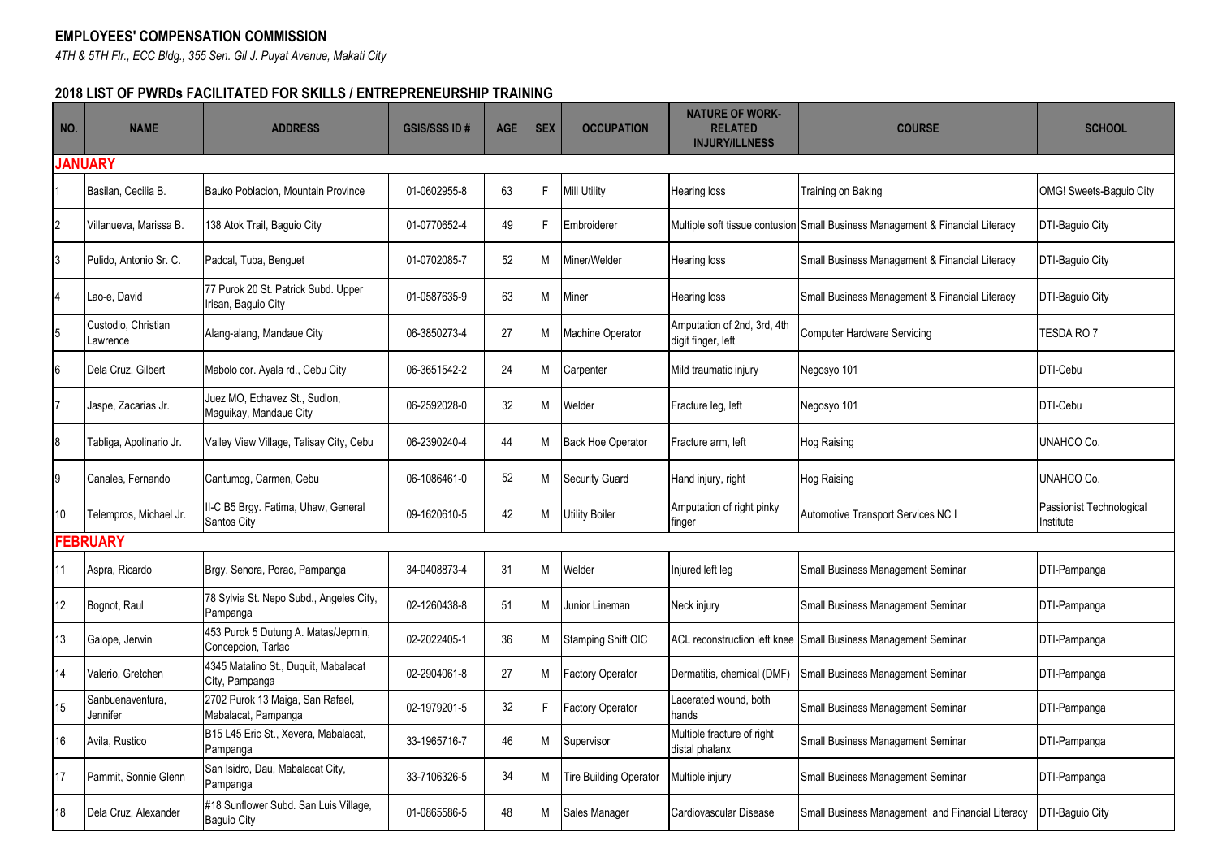**EMPLOYEES' COMPENSATION COMMISSION**

*4TH & 5TH Flr., ECC Bldg., 355 Sen. Gil J. Puyat Avenue, Makati City*

## 2018 LIST OF PWRDs FACILITATED FOR SKILLS / ENTREPRENEURSHIP TRAINING

| NO. | NAME | ADDRESS | GSIS/SSS ID # | AGE | SEX | OCCUPATION | NATURE OF WORK-RELATED INJURY/ILLNESS | COURSE | SCHOOL |
|---|---|---|---|---|---|---|---|---|---|
| **JANUARY** | | | | | | | | | |
| 1 | Basilan, Cecilia B. | Bauko Poblacion, Mountain Province | 01-0602955-8 | 63 | F | Mill Utility | Hearing loss | Training on Baking | OMG! Sweets-Baguio City |
| 2 | Villanueva, Marissa B. | 138 Atok Trail, Baguio City | 01-0770652-4 | 49 | F | Embroiderer | Multiple soft tissue contusion | Small Business Management & Financial Literacy | DTI-Baguio City |
| 3 | Pulido, Antonio Sr. C. | Padcal, Tuba, Benguet | 01-0702085-7 | 52 | M | Miner/Welder | Hearing loss | Small Business Management & Financial Literacy | DTI-Baguio City |
| 4 | Lao-e, David | 77 Purok 20 St. Patrick Subd. Upper Irisan, Baguio City | 01-0587635-9 | 63 | M | Miner | Hearing loss | Small Business Management & Financial Literacy | DTI-Baguio City |
| 5 | Custodio, Christian Lawrence | Alang-alang, Mandaue City | 06-3850273-4 | 27 | M | Machine Operator | Amputation of 2nd, 3rd, 4th digit finger, left | Computer Hardware Servicing | TESDA RO 7 |
| 6 | Dela Cruz, Gilbert | Mabolo cor. Ayala rd., Cebu City | 06-3651542-2 | 24 | M | Carpenter | Mild traumatic injury | Negosyo 101 | DTI-Cebu |
| 7 | Jaspe, Zacarias Jr. | Juez MO, Echavez St., Sudlon, Maguikay, Mandaue City | 06-2592028-0 | 32 | M | Welder | Fracture leg, left | Negosyo 101 | DTI-Cebu |
| 8 | Tabliga, Apolinario Jr. | Valley View Village, Talisay City, Cebu | 06-2390240-4 | 44 | M | Back Hoe Operator | Fracture arm, left | Hog Raising | UNAHCO Co. |
| 9 | Canales, Fernando | Cantumog, Carmen, Cebu | 06-1086461-0 | 52 | M | Security Guard | Hand injury, right | Hog Raising | UNAHCO Co. |
| 10 | Telempros, Michael Jr. | II-C B5 Brgy. Fatima, Uhaw, General Santos City | 09-1620610-5 | 42 | M | Utility Boiler | Amputation of right pinky finger | Automotive Transport Services NC I | Passionist Technological Institute |
| **FEBRUARY** | | | | | | | | | |
| 11 | Aspra, Ricardo | Brgy. Senora, Porac, Pampanga | 34-0408873-4 | 31 | M | Welder | Injured left leg | Small Business Management Seminar | DTI-Pampanga |
| 12 | Bognot, Raul | 78 Sylvia St. Nepo Subd., Angeles City, Pampanga | 02-1260438-8 | 51 | M | Junior Lineman | Neck injury | Small Business Management Seminar | DTI-Pampanga |
| 13 | Galope, Jerwin | 453 Purok 5 Dutung A. Matas/Jepmin, Concepcion, Tarlac | 02-2022405-1 | 36 | M | Stamping Shift OIC | ACL reconstruction left knee | Small Business Management Seminar | DTI-Pampanga |
| 14 | Valerio, Gretchen | 4345 Matalino St., Duquit, Mabalacat City, Pampanga | 02-2904061-8 | 27 | M | Factory Operator | Dermatitis, chemical (DMF) | Small Business Management Seminar | DTI-Pampanga |
| 15 | Sanbuenaventura, Jennifer | 2702 Purok 13 Maiga, San Rafael, Mabalacat, Pampanga | 02-1979201-5 | 32 | F | Factory Operator | Lacerated wound, both hands | Small Business Management Seminar | DTI-Pampanga |
| 16 | Avila, Rustico | B15 L45 Eric St., Xevera, Mabalacat, Pampanga | 33-1965716-7 | 46 | M | Supervisor | Multiple fracture of right distal phalanx | Small Business Management Seminar | DTI-Pampanga |
| 17 | Pammit, Sonnie Glenn | San Isidro, Dau, Mabalacat City, Pampanga | 33-7106326-5 | 34 | M | Tire Building Operator | Multiple injury | Small Business Management Seminar | DTI-Pampanga |
| 18 | Dela Cruz, Alexander | #18 Sunflower Subd. San Luis Village, Baguio City | 01-0865586-5 | 48 | M | Sales Manager | Cardiovascular Disease | Small Business Management and Financial Literacy | DTI-Baguio City |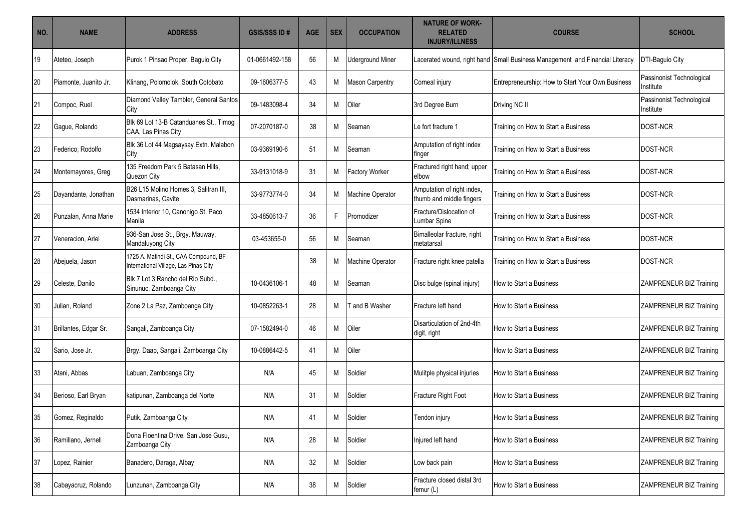| NO. | NAME | ADDRESS | GSIS/SSS ID # | AGE | SEX | OCCUPATION | NATURE OF WORK-RELATED INJURY/ILLNESS | COURSE | SCHOOL |
|---|---|---|---|---|---|---|---|---|---|
| 19 | Ateteo, Joseph | Purok 1 Pinsao Proper, Baguio City | 01-0661492-158 | 56 | M | Uderground Miner | Lacerated wound, right hand | Small Business Management and Financial Literacy | DTI-Baguio City |
| 20 | Piamonte, Juanito Jr. | Klinang, Polomolok, South Cotobato | 09-1606377-5 | 43 | M | Mason Carpentry | Corneal injury | Entrepreneurship: How to Start Your Own Business | Passinonist Technological Institute |
| 21 | Compoc, Ruel | Diamond Valley Tambler, General Santos City | 09-1483098-4 | 34 | M | Oiler | 3rd Degree Burn | Driving NC II | Passinonist Technological Institute |
| 22 | Gague, Rolando | Blk 69 Lot 13-B Catanduanes St., Timog CAA, Las Pinas City | 07-2070187-0 | 38 | M | Seaman | Le fort fracture 1 | Training on How to Start a Business | DOST-NCR |
| 23 | Federico, Rodolfo | Blk 36 Lot 44 Magsaysay Extn. Malabon City | 03-9369190-6 | 51 | M | Seaman | Amputation of right index finger | Training on How to Start a Business | DOST-NCR |
| 24 | Montemayores, Greg | 135 Freedom Park 5 Batasan Hills, Quezon City | 33-9131018-9 | 31 | M | Factory Worker | Fractured right hand; upper elbow | Training on How to Start a Business | DOST-NCR |
| 25 | Dayandante, Jonathan | B26 L15 Molino Homes 3, Salitran III, Dasmarinas, Cavite | 33-9773774-0 | 34 | M | Machine Operator | Amputation of right index, thumb and middle fingers | Training on How to Start a Business | DOST-NCR |
| 26 | Punzalan, Anna Marie | 1534 Interior 10, Canonigo St. Paco Manila | 33-4850613-7 | 36 | F | Promodizer | Fracture/Dislocation of Lumbar Spine | Training on How to Start a Business | DOST-NCR |
| 27 | Veneracion, Ariel | 936-San Jose St., Brgy. Mauway, Mandaluyong City | 03-453655-0 | 56 | M | Seaman | Bimalleolar fracture, right metatarsal | Training on How to Start a Business | DOST-NCR |
| 28 | Abejuela, Jason | 1725 A. Matindi St., CAA Compound, BF International Village, Las Pinas City | | 38 | M | Machine Operator | Fracture right knee patella | Training on How to Start a Business | DOST-NCR |
| 29 | Celeste, Danilo | Blk 7 Lot 3 Rancho del Rio Subd., Sinunuc, Zamboanga City | 10-0436106-1 | 48 | M | Seaman | Disc bulge (spinal injury) | How to Start a Business | ZAMPRENEUR BIZ Training |
| 30 | Julian, Roland | Zone 2 La Paz, Zamboanga City | 10-0852263-1 | 28 | M | T and B Washer | Fracture left hand | How to Start a Business | ZAMPRENEUR BIZ Training |
| 31 | Brillantes, Edgar Sr. | Sangali, Zamboanga City | 07-1582494-0 | 46 | M | Oiler | Disarticulation of 2nd-4th digit, right | How to Start a Business | ZAMPRENEUR BIZ Training |
| 32 | Sario, Jose Jr. | Brgy. Daap, Sangali, Zamboanga City | 10-0886442-5 | 41 | M | Oiler | | How to Start a Business | ZAMPRENEUR BIZ Training |
| 33 | Atani, Abbas | Labuan, Zamboanga City | N/A | 45 | M | Soldier | Mulitple physical injuries | How to Start a Business | ZAMPRENEUR BIZ Training |
| 34 | Berioso, Earl Bryan | katipunan, Zamboanga del Norte | N/A | 31 | M | Soldier | Fracture Right Foot | How to Start a Business | ZAMPRENEUR BIZ Training |
| 35 | Gomez, Reginaldo | Putik, Zamboanga City | N/A | 41 | M | Soldier | Tendon injury | How to Start a Business | ZAMPRENEUR BIZ Training |
| 36 | Ramillano, Jernell | Dona Floentina Drive, San Jose Gusu, Zamboanga City | N/A | 28 | M | Soldier | Injured left hand | How to Start a Business | ZAMPRENEUR BIZ Training |
| 37 | Lopez, Rainier | Banadero, Daraga, Albay | N/A | 32 | M | Soldier | Low back pain | How to Start a Business | ZAMPRENEUR BIZ Training |
| 38 | Cabayacruz, Rolando | Lunzunan, Zamboanga City | N/A | 38 | M | Soldier | Fracture closed distal 3rd femur (L) | How to Start a Business | ZAMPRENEUR BIZ Training |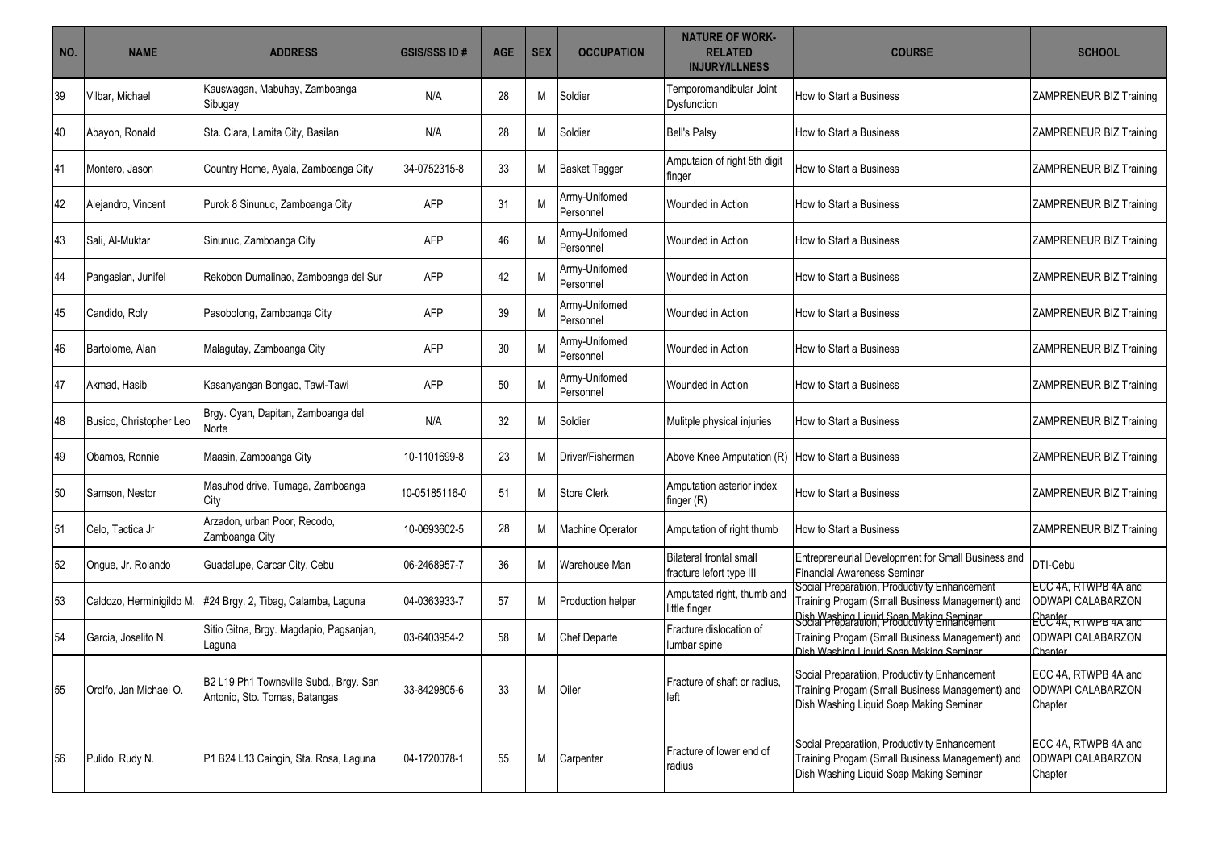| NO. | NAME | ADDRESS | GSIS/SSS ID # | AGE | SEX | OCCUPATION | NATURE OF WORK-RELATED INJURY/ILLNESS | COURSE | SCHOOL |
|---|---|---|---|---|---|---|---|---|---|
| 39 | Vilbar, Michael | Kauswagan, Mabuhay, Zamboanga Sibugay | N/A | 28 | M | Soldier | Temporomandibular Joint Dysfunction | How to Start a Business | ZAMPRENEUR BIZ Training |
| 40 | Abayon, Ronald | Sta. Clara, Lamita City, Basilan | N/A | 28 | M | Soldier | Bell's Palsy | How to Start a Business | ZAMPRENEUR BIZ Training |
| 41 | Montero, Jason | Country Home, Ayala, Zamboanga City | 34-0752315-8 | 33 | M | Basket Tagger | Amputaion of right 5th digit finger | How to Start a Business | ZAMPRENEUR BIZ Training |
| 42 | Alejandro, Vincent | Purok 8 Sinunuc, Zamboanga City | AFP | 31 | M | Army-Unifomed Personnel | Wounded in Action | How to Start a Business | ZAMPRENEUR BIZ Training |
| 43 | Sali, Al-Muktar | Sinunuc, Zamboanga City | AFP | 46 | M | Army-Unifomed Personnel | Wounded in Action | How to Start a Business | ZAMPRENEUR BIZ Training |
| 44 | Pangasian, Junifel | Rekobon Dumalinao, Zamboanga del Sur | AFP | 42 | M | Army-Unifomed Personnel | Wounded in Action | How to Start a Business | ZAMPRENEUR BIZ Training |
| 45 | Candido, Roly | Pasobolong, Zamboanga City | AFP | 39 | M | Army-Unifomed Personnel | Wounded in Action | How to Start a Business | ZAMPRENEUR BIZ Training |
| 46 | Bartolome, Alan | Malagutay, Zamboanga City | AFP | 30 | M | Army-Unifomed Personnel | Wounded in Action | How to Start a Business | ZAMPRENEUR BIZ Training |
| 47 | Akmad, Hasib | Kasanyangan Bongao, Tawi-Tawi | AFP | 50 | M | Army-Unifomed Personnel | Wounded in Action | How to Start a Business | ZAMPRENEUR BIZ Training |
| 48 | Busico, Christopher Leo | Brgy. Oyan, Dapitan, Zamboanga del Norte | N/A | 32 | M | Soldier | Mulitple physical injuries | How to Start a Business | ZAMPRENEUR BIZ Training |
| 49 | Obamos, Ronnie | Maasin, Zamboanga City | 10-1101699-8 | 23 | M | Driver/Fisherman | Above Knee Amputation (R) | How to Start a Business | ZAMPRENEUR BIZ Training |
| 50 | Samson, Nestor | Masuhod drive, Tumaga, Zamboanga City | 10-05185116-0 | 51 | M | Store Clerk | Amputation asterior index finger (R) | How to Start a Business | ZAMPRENEUR BIZ Training |
| 51 | Celo, Tactica Jr | Arzadon, urban Poor, Recodo, Zamboanga City | 10-0693602-5 | 28 | M | Machine Operator | Amputation of right thumb | How to Start a Business | ZAMPRENEUR BIZ Training |
| 52 | Ongue, Jr. Rolando | Guadalupe, Carcar City, Cebu | 06-2468957-7 | 36 | M | Warehouse Man | Bilateral frontal small fracture lefort type III | Entrepreneurial Development for Small Business and Financial Awareness Seminar | DTI-Cebu |
| 53 | Caldozo, Herminigildo M. | #24 Brgy. 2, Tibag, Calamba, Laguna | 04-0363933-7 | 57 | M | Production helper | Amputated right, thumb and little finger | Social Preparatiion, Productivity Enhancement Training Progam (Small Business Management) and Dish Washing Liquid Soap Making Seminar | ECC 4A, RTWPB 4A and ODWAPI CALABARZON Chapter |
| 54 | Garcia, Joselito N. | Sitio Gitna, Brgy. Magdapio, Pagsanjan, Laguna | 03-6403954-2 | 58 | M | Chef Departe | Fracture dislocation of lumbar spine | Social Preparatiion, Productivity Enhancement Training Progam (Small Business Management) and Dish Washing Liquid Soap Making Seminar | ECC 4A, RTWPB 4A and ODWAPI CALABARZON Chapter |
| 55 | Orolfo, Jan Michael O. | B2 L19 Ph1 Townsville Subd., Brgy. San Antonio, Sto. Tomas, Batangas | 33-8429805-6 | 33 | M | Oiler | Fracture of shaft or radius, left | Social Preparatiion, Productivity Enhancement Training Progam (Small Business Management) and Dish Washing Liquid Soap Making Seminar | ECC 4A, RTWPB 4A and ODWAPI CALABARZON Chapter |
| 56 | Pulido, Rudy N. | P1 B24 L13 Caingin, Sta. Rosa, Laguna | 04-1720078-1 | 55 | M | Carpenter | Fracture of lower end of radius | Social Preparatiion, Productivity Enhancement Training Progam (Small Business Management) and Dish Washing Liquid Soap Making Seminar | ECC 4A, RTWPB 4A and ODWAPI CALABARZON Chapter |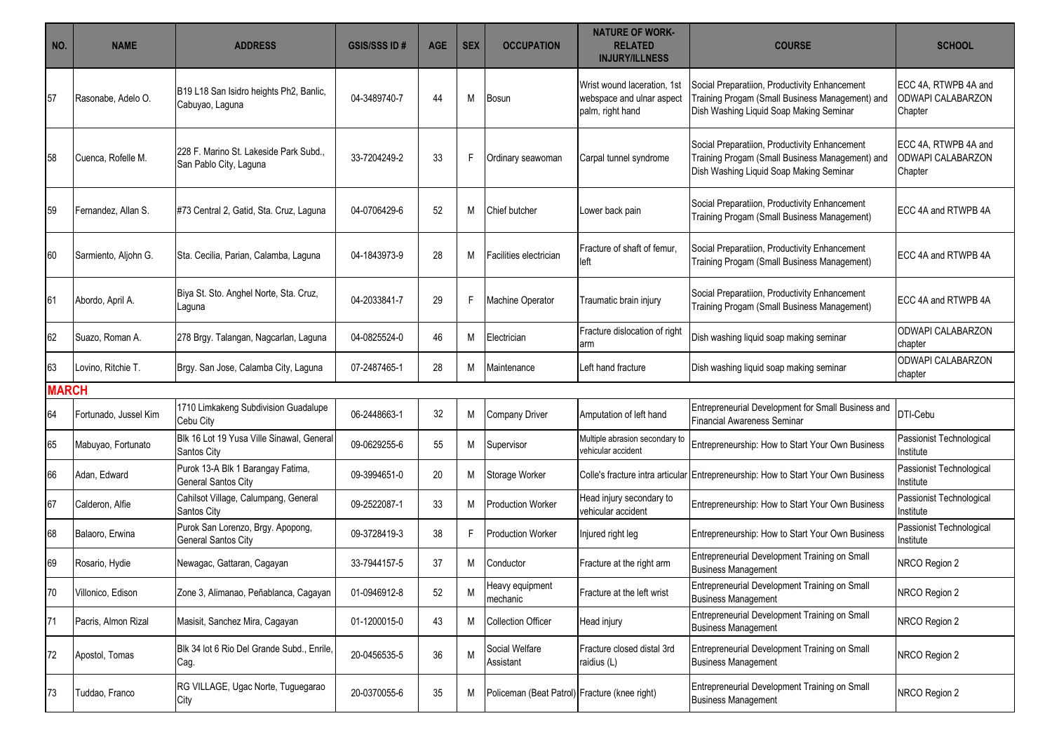| NO. | NAME | ADDRESS | GSIS/SSS ID # | AGE | SEX | OCCUPATION | NATURE OF WORK-RELATED INJURY/ILLNESS | COURSE | SCHOOL |
|---|---|---|---|---|---|---|---|---|---|
| 57 | Rasonabe, Adelo O. | B19 L18 San Isidro heights Ph2, Banlic, Cabuyao, Laguna | 04-3489740-7 | 44 | M | Bosun | Wrist wound laceration, 1st webspace and ulnar aspect palm, right hand | Social Preparatiion, Productivity Enhancement Training Progam (Small Business Management) and Dish Washing Liquid Soap Making Seminar | ECC 4A, RTWPB 4A and ODWAPI CALABARZON Chapter |
| 58 | Cuenca, Rofelle M. | 228 F. Marino St. Lakeside Park Subd., San Pablo City, Laguna | 33-7204249-2 | 33 | F | Ordinary seawoman | Carpal tunnel syndrome | Social Preparatiion, Productivity Enhancement Training Progam (Small Business Management) and Dish Washing Liquid Soap Making Seminar | ECC 4A, RTWPB 4A and ODWAPI CALABARZON Chapter |
| 59 | Fernandez, Allan S. | #73 Central 2, Gatid, Sta. Cruz, Laguna | 04-0706429-6 | 52 | M | Chief butcher | Lower back pain | Social Preparatiion, Productivity Enhancement Training Progam (Small Business Management) | ECC 4A and RTWPB 4A |
| 60 | Sarmiento, Aljohn G. | Sta. Cecilia, Parian, Calamba, Laguna | 04-1843973-9 | 28 | M | Facilities electrician | Fracture of shaft of femur, left | Social Preparatiion, Productivity Enhancement Training Progam (Small Business Management) | ECC 4A and RTWPB 4A |
| 61 | Abordo, April A. | Biya St. Sto. Anghel Norte, Sta. Cruz, Laguna | 04-2033841-7 | 29 | F | Machine Operator | Traumatic brain injury | Social Preparatiion, Productivity Enhancement Training Progam (Small Business Management) | ECC 4A and RTWPB 4A |
| 62 | Suazo, Roman A. | 278 Brgy. Talangan, Nagcarlan, Laguna | 04-0825524-0 | 46 | M | Electrician | Fracture dislocation of right arm | Dish washing liquid soap making seminar | ODWAPI CALABARZON chapter |
| 63 | Lovino, Ritchie T. | Brgy. San Jose, Calamba City, Laguna | 07-2487465-1 | 28 | M | Maintenance | Left hand fracture | Dish washing liquid soap making seminar | ODWAPI CALABARZON chapter |
| **MARCH** | | | | | | | | | |
| 64 | Fortunado, Jussel Kim | 1710 Limkakeng Subdivision Guadalupe Cebu City | 06-2448663-1 | 32 | M | Company Driver | Amputation of left hand | Entrepreneurial Development for Small Business and Financial Awareness Seminar | DTI-Cebu |
| 65 | Mabuyao, Fortunato | Blk 16 Lot 19 Yusa Ville Sinawal, General Santos City | 09-0629255-6 | 55 | M | Supervisor | Multiple abrasion secondary to vehicular accident | Entrepreneurship: How to Start Your Own Business | Passionist Technological Institute |
| 66 | Adan, Edward | Purok 13-A Blk 1 Barangay Fatima, General Santos City | 09-3994651-0 | 20 | M | Storage Worker | Colle's fracture intra articular | Entrepreneurship: How to Start Your Own Business | Passionist Technological Institute |
| 67 | Calderon, Alfie | Cahilsot Village, Calumpang, General Santos City | 09-2522087-1 | 33 | M | Production Worker | Head injury secondary to vehicular accident | Entrepreneurship: How to Start Your Own Business | Passionist Technological Institute |
| 68 | Balaoro, Erwina | Purok San Lorenzo, Brgy. Apopong, General Santos City | 09-3728419-3 | 38 | F | Production Worker | Injured right leg | Entrepreneurship: How to Start Your Own Business | Passionist Technological Institute |
| 69 | Rosario, Hydie | Newagac, Gattaran, Cagayan | 33-7944157-5 | 37 | M | Conductor | Fracture at the right arm | Entrepreneurial Development Training on Small Business Management | NRCO Region 2 |
| 70 | Villonico, Edison | Zone 3, Alimanao, Peñablanca, Cagayan | 01-0946912-8 | 52 | M | Heavy equipment mechanic | Fracture at the left wrist | Entrepreneurial Development Training on Small Business Management | NRCO Region 2 |
| 71 | Pacris, Almon Rizal | Masisit, Sanchez Mira, Cagayan | 01-1200015-0 | 43 | M | Collection Officer | Head injury | Entrepreneurial Development Training on Small Business Management | NRCO Region 2 |
| 72 | Apostol, Tomas | Blk 34 lot 6 Rio Del Grande Subd., Enrile, Cag. | 20-0456535-5 | 36 | M | Social Welfare Assistant | Fracture closed distal 3rd raidius (L) | Entrepreneurial Development Training on Small Business Management | NRCO Region 2 |
| 73 | Tuddao, Franco | RG VILLAGE, Ugac Norte, Tuguegarao City | 20-0370055-6 | 35 | M | Policeman (Beat Patrol) | Fracture (knee right) | Entrepreneurial Development Training on Small Business Management | NRCO Region 2 |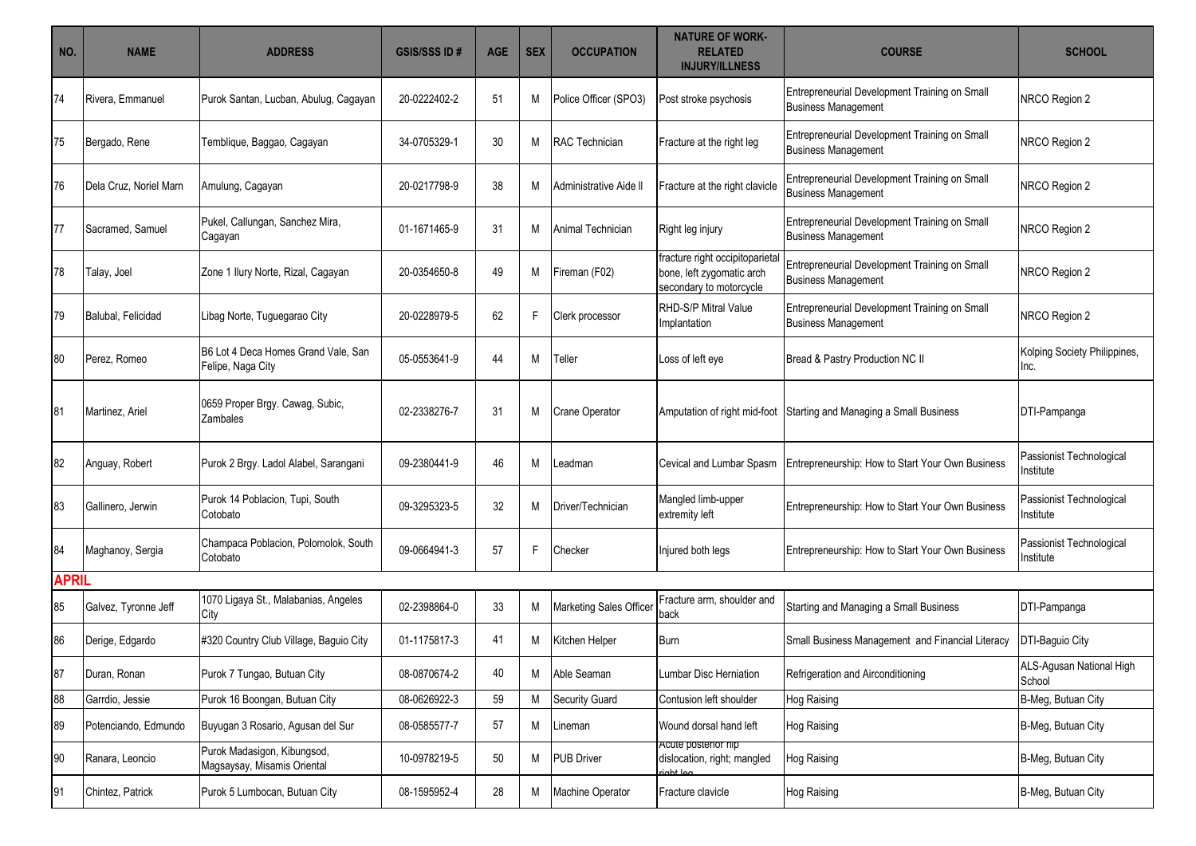| NO. | NAME | ADDRESS | GSIS/SSS ID # | AGE | SEX | OCCUPATION | NATURE OF WORK-RELATED INJURY/ILLNESS | COURSE | SCHOOL |
|---|---|---|---|---|---|---|---|---|---|
| 74 | Rivera, Emmanuel | Purok Santan, Lucban, Abulug, Cagayan | 20-0222402-2 | 51 | M | Police Officer (SPO3) | Post stroke psychosis | Entrepreneurial Development Training on Small Business Management | NRCO Region 2 |
| 75 | Bergado, Rene | Temblique, Baggao, Cagayan | 34-0705329-1 | 30 | M | RAC Technician | Fracture at the right leg | Entrepreneurial Development Training on Small Business Management | NRCO Region 2 |
| 76 | Dela Cruz, Noriel Marn | Amulung, Cagayan | 20-0217798-9 | 38 | M | Administrative Aide II | Fracture at the right clavicle | Entrepreneurial Development Training on Small Business Management | NRCO Region 2 |
| 77 | Sacramed, Samuel | Pukel, Callungan, Sanchez Mira, Cagayan | 01-1671465-9 | 31 | M | Animal Technician | Right leg injury | Entrepreneurial Development Training on Small Business Management | NRCO Region 2 |
| 78 | Talay, Joel | Zone 1 Ilury Norte, Rizal, Cagayan | 20-0354650-8 | 49 | M | Fireman (F02) | fracture right occipitoparietal bone, left zygomatic arch secondary to motorcycle | Entrepreneurial Development Training on Small Business Management | NRCO Region 2 |
| 79 | Balubal, Felicidad | Libag Norte, Tuguegarao City | 20-0228979-5 | 62 | F | Clerk processor | RHD-S/P Mitral Value Implantation | Entrepreneurial Development Training on Small Business Management | NRCO Region 2 |
| 80 | Perez, Romeo | B6 Lot 4 Deca Homes Grand Vale, San Felipe, Naga City | 05-0553641-9 | 44 | M | Teller | Loss of left eye | Bread & Pastry Production NC II | Kolping Society Philippines, Inc. |
| 81 | Martinez, Ariel | 0659 Proper Brgy. Cawag, Subic, Zambales | 02-2338276-7 | 31 | M | Crane Operator | Amputation of right mid-foot | Starting and Managing a Small Business | DTI-Pampanga |
| 82 | Anguay, Robert | Purok 2 Brgy. Ladol Alabel, Sarangani | 09-2380441-9 | 46 | M | Leadman | Cevical and Lumbar Spasm | Entrepreneurship: How to Start Your Own Business | Passionist Technological Institute |
| 83 | Gallinero, Jerwin | Purok 14 Poblacion, Tupi, South Cotobato | 09-3295323-5 | 32 | M | Driver/Technician | Mangled limb-upper extremity left | Entrepreneurship: How to Start Your Own Business | Passionist Technological Institute |
| 84 | Maghanoy, Sergia | Champaca Poblacion, Polomolok, South Cotobato | 09-0664941-3 | 57 | F | Checker | Injured both legs | Entrepreneurship: How to Start Your Own Business | Passionist Technological Institute |
| **APRIL** | | | | | | | | | |
| 85 | Galvez, Tyronne Jeff | 1070 Ligaya St., Malabanias, Angeles City | 02-2398864-0 | 33 | M | Marketing Sales Officer | Fracture arm, shoulder and back | Starting and Managing a Small Business | DTI-Pampanga |
| 86 | Derige, Edgardo | #320 Country Club Village, Baguio City | 01-1175817-3 | 41 | M | Kitchen Helper | Burn | Small Business Management and Financial Literacy | DTI-Baguio City |
| 87 | Duran, Ronan | Purok 7 Tungao, Butuan City | 08-0870674-2 | 40 | M | Able Seaman | Lumbar Disc Herniation | Refrigeration and Airconditioning | ALS-Agusan National High School |
| 88 | Garrdio, Jessie | Purok 16 Boongan, Butuan City | 08-0626922-3 | 59 | M | Security Guard | Contusion left shoulder | Hog Raising | B-Meg, Butuan City |
| 89 | Potenciando, Edmundo | Buyugan 3 Rosario, Agusan del Sur | 08-0585577-7 | 57 | M | Lineman | Wound dorsal hand left | Hog Raising | B-Meg, Butuan City |
| 90 | Ranara, Leoncio | Purok Madasigon, Kibungsod, Magsaysay, Misamis Oriental | 10-0978219-5 | 50 | M | PUB Driver | Acute posterior hip dislocation, right; mangled right leg | Hog Raising | B-Meg, Butuan City |
| 91 | Chintez, Patrick | Purok 5 Lumbocan, Butuan City | 08-1595952-4 | 28 | M | Machine Operator | Fracture clavicle | Hog Raising | B-Meg, Butuan City |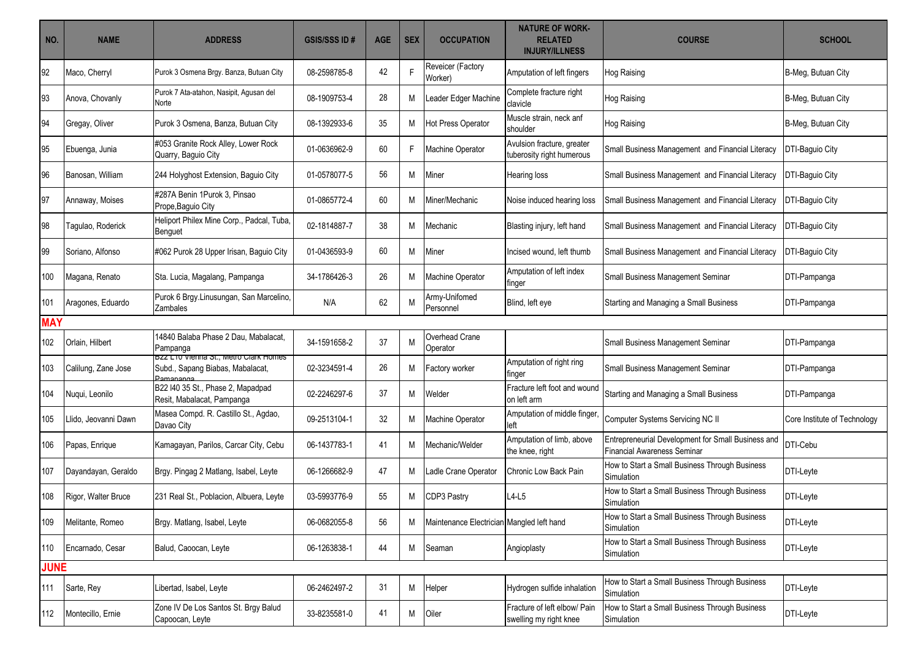| NO. | NAME | ADDRESS | GSIS/SSS ID # | AGE | SEX | OCCUPATION | NATURE OF WORK-RELATED INJURY/ILLNESS | COURSE | SCHOOL |
|---|---|---|---|---|---|---|---|---|---|
| 92 | Maco, Cherryl | Purok 3 Osmena Brgy. Banza, Butuan City | 08-2598785-8 | 42 | F | Reveicer (Factory Worker) | Amputation of left fingers | Hog Raising | B-Meg, Butuan City |
| 93 | Anova, Chovanly | Purok 7 Ata-atahon, Nasipit, Agusan del Norte | 08-1909753-4 | 28 | M | Leader Edger Machine | Complete fracture right clavicle | Hog Raising | B-Meg, Butuan City |
| 94 | Gregay, Oliver | Purok 3 Osmena, Banza, Butuan City | 08-1392933-6 | 35 | M | Hot Press Operator | Muscle strain, neck anf shoulder | Hog Raising | B-Meg, Butuan City |
| 95 | Ebuenga, Junia | #053 Granite Rock Alley, Lower Rock Quarry, Baguio City | 01-0636962-9 | 60 | F | Machine Operator | Avulsion fracture, greater tuberosity right humerous | Small Business Management and Financial Literacy | DTI-Baguio City |
| 96 | Banosan, William | 244 Holyghost Extension, Baguio City | 01-0578077-5 | 56 | M | Miner | Hearing loss | Small Business Management and Financial Literacy | DTI-Baguio City |
| 97 | Annaway, Moises | #287A Benin 1Purok 3, Pinsao Prope,Baguio City | 01-0865772-4 | 60 | M | Miner/Mechanic | Noise induced hearing loss | Small Business Management and Financial Literacy | DTI-Baguio City |
| 98 | Tagulao, Roderick | Heliport Philex Mine Corp., Padcal, Tuba, Benguet | 02-1814887-7 | 38 | M | Mechanic | Blasting injury, left hand | Small Business Management and Financial Literacy | DTI-Baguio City |
| 99 | Soriano, Alfonso | #062 Purok 28 Upper Irisan, Baguio City | 01-0436593-9 | 60 | M | Miner | Incised wound, left thumb | Small Business Management and Financial Literacy | DTI-Baguio City |
| 100 | Magana, Renato | Sta. Lucia, Magalang, Pampanga | 34-1786426-3 | 26 | M | Machine Operator | Amputation of left index finger | Small Business Management Seminar | DTI-Pampanga |
| 101 | Aragones, Eduardo | Purok 6 Brgy.Linusungan, San Marcelino, Zambales | N/A | 62 | M | Army-Unifomed Personnel | Blind, left eye | Starting and Managing a Small Business | DTI-Pampanga |
| **MAY** | | | | | | | | | |
| 102 | Orlain, Hilbert | 14840 Balaba Phase 2 Dau, Mabalacat, Pampanga | 34-1591658-2 | 37 | M | Overhead Crane Operator | | Small Business Management Seminar | DTI-Pampanga |
| 103 | Calilung, Zane Jose | B22 L10 Vienna St., Metro Clark Homes Subd., Sapang Biabas, Mabalacat, Pampanga | 02-3234591-4 | 26 | M | Factory worker | Amputation of right ring finger | Small Business Management Seminar | DTI-Pampanga |
| 104 | Nuqui, Leonilo | B22 l40 35 St., Phase 2, Mapadpad Resit, Mabalacat, Pampanga | 02-2246297-6 | 37 | M | Welder | Fracture left foot and wound on left arm | Starting and Managing a Small Business | DTI-Pampanga |
| 105 | Llido, Jeovanni Dawn | Masea Compd. R. Castillo St., Agdao, Davao City | 09-2513104-1 | 32 | M | Machine Operator | Amputation of middle finger, left | Computer Systems Servicing NC II | Core Institute of Technology |
| 106 | Papas, Enrique | Kamagayan, Parilos, Carcar City, Cebu | 06-1437783-1 | 41 | M | Mechanic/Welder | Amputation of limb, above the knee, right | Entrepreneurial Development for Small Business and Financial Awareness Seminar | DTI-Cebu |
| 107 | Dayandayan, Geraldo | Brgy. Pingag 2 Matlang, Isabel, Leyte | 06-1266682-9 | 47 | M | Ladle Crane Operator | Chronic Low Back Pain | How to Start a Small Business Through Business Simulation | DTI-Leyte |
| 108 | Rigor, Walter Bruce | 231 Real St., Poblacion, Albuera, Leyte | 03-5993776-9 | 55 | M | CDP3 Pastry | L4-L5 | How to Start a Small Business Through Business Simulation | DTI-Leyte |
| 109 | Melitante, Romeo | Brgy. Matlang, Isabel, Leyte | 06-0682055-8 | 56 | M | Maintenance Electrician | Mangled left hand | How to Start a Small Business Through Business Simulation | DTI-Leyte |
| 110 | Encarnado, Cesar | Balud, Caoocan, Leyte | 06-1263838-1 | 44 | M | Seaman | Angioplasty | How to Start a Small Business Through Business Simulation | DTI-Leyte |
| **JUNE** | | | | | | | | | |
| 111 | Sarte, Rey | Libertad, Isabel, Leyte | 06-2462497-2 | 31 | M | Helper | Hydrogen sulfide inhalation | How to Start a Small Business Through Business Simulation | DTI-Leyte |
| 112 | Montecillo, Ernie | Zone IV De Los Santos St. Brgy Balud Capoocan, Leyte | 33-8235581-0 | 41 | M | Oiler | Fracture of left elbow/ Pain swelling my right knee | How to Start a Small Business Through Business Simulation | DTI-Leyte |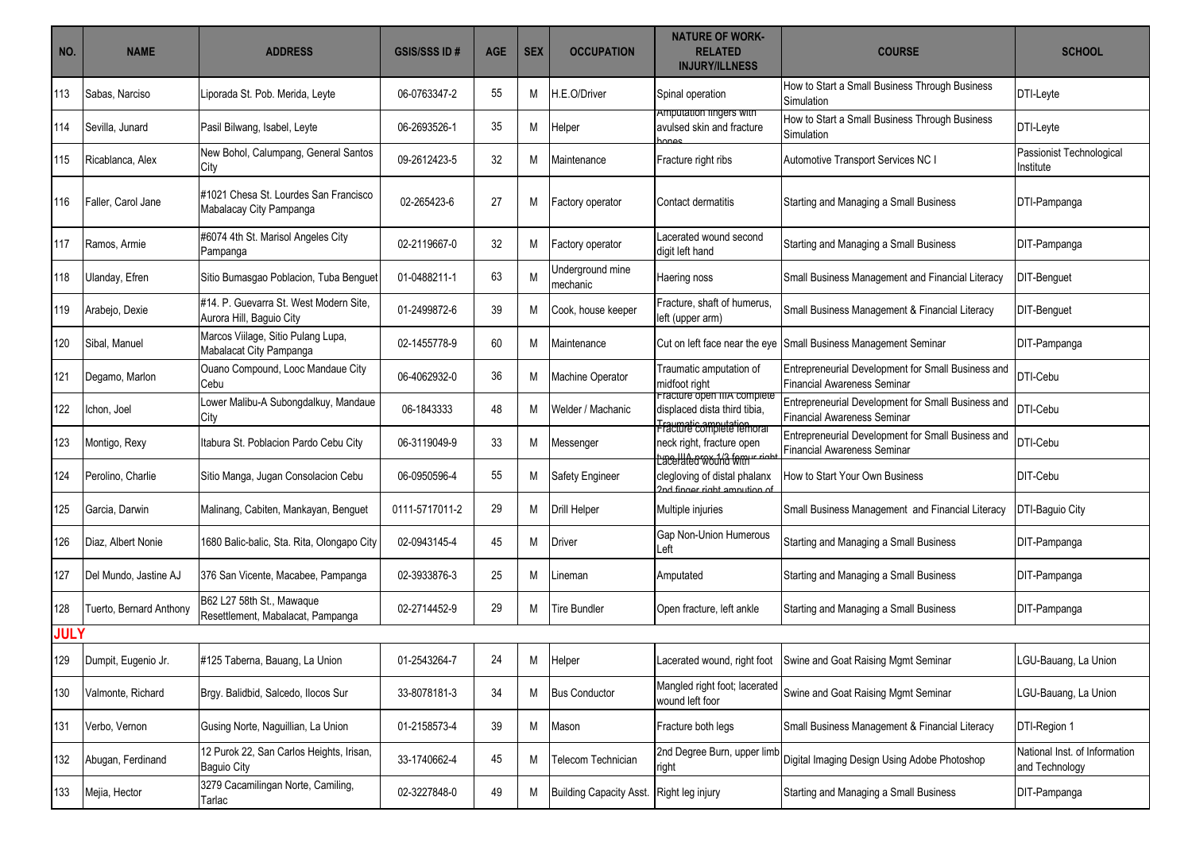| NO. | NAME | ADDRESS | GSIS/SSS ID # | AGE | SEX | OCCUPATION | NATURE OF WORK-RELATED INJURY/ILLNESS | COURSE | SCHOOL |
|---|---|---|---|---|---|---|---|---|---|
| 113 | Sabas, Narciso | Liporada St. Pob. Merida, Leyte | 06-0763347-2 | 55 | M | H.E.O/Driver | Spinal operation | How to Start a Small Business Through Business Simulation | DTI-Leyte |
| 114 | Sevilla, Junard | Pasil Bilwang, Isabel, Leyte | 06-2693526-1 | 35 | M | Helper | Amputation fingers with avulsed skin and fracture bones | How to Start a Small Business Through Business Simulation | DTI-Leyte |
| 115 | Ricablanca, Alex | New Bohol, Calumpang, General Santos City | 09-2612423-5 | 32 | M | Maintenance | Fracture right ribs | Automotive Transport Services NC I | Passionist Technological Institute |
| 116 | Faller, Carol Jane | #1021 Chesa St. Lourdes San Francisco Mabalacay City Pampanga | 02-265423-6 | 27 | M | Factory operator | Contact dermatitis | Starting and Managing a Small Business | DTI-Pampanga |
| 117 | Ramos, Armie | #6074 4th St. Marisol Angeles City Pampanga | 02-2119667-0 | 32 | M | Factory operator | Lacerated wound second digit left hand | Starting and Managing a Small Business | DIT-Pampanga |
| 118 | Ulanday, Efren | Sitio Bumasgao Poblacion, Tuba Benguet | 01-0488211-1 | 63 | M | Underground mine mechanic | Haering noss | Small Business Management and Financial Literacy | DIT-Benguet |
| 119 | Arabejo, Dexie | #14. P. Guevarra St. West Modern Site, Aurora Hill, Baguio City | 01-2499872-6 | 39 | M | Cook, house keeper | Fracture, shaft of humerus, left (upper arm) | Small Business Management & Financial Literacy | DIT-Benguet |
| 120 | Sibal, Manuel | Marcos Viilage, Sitio Pulang Lupa, Mabalacat City Pampanga | 02-1455778-9 | 60 | M | Maintenance | Cut on left face near the eye | Small Business Management Seminar | DIT-Pampanga |
| 121 | Degamo, Marlon | Ouano Compound, Looc Mandaue City Cebu | 06-4062932-0 | 36 | M | Machine Operator | Traumatic amputation of midfoot right | Entrepreneurial Development for Small Business and Financial Awareness Seminar | DTI-Cebu |
| 122 | Ichon, Joel | Lower Malibu-A Subongdalkuy, Mandaue City | 06-1843333 | 48 | M | Welder / Machanic | Fracture open IIIA complete displaced dista third tibia, Traumatic amputation | Entrepreneurial Development for Small Business and Financial Awareness Seminar | DTI-Cebu |
| 123 | Montigo, Rexy | Itabura St. Poblacion Pardo Cebu City | 06-3119049-9 | 33 | M | Messenger | Fracture complete femoral neck right, fracture open type IIIA prox 1/3 femur right | Entrepreneurial Development for Small Business and Financial Awareness Seminar | DTI-Cebu |
| 124 | Perolino, Charlie | Sitio Manga, Jugan Consolacion Cebu | 06-0950596-4 | 55 | M | Safety Engineer | Lacerated wound with clegloving of distal phalanx 2nd finger right amputation of | How to Start Your Own Business | DIT-Cebu |
| 125 | Garcia, Darwin | Malinang, Cabiten, Mankayan, Benguet | 0111-5717011-2 | 29 | M | Drill Helper | Multiple injuries | Small Business Management and Financial Literacy | DTI-Baguio City |
| 126 | Diaz, Albert Nonie | 1680 Balic-balic, Sta. Rita, Olongapo City | 02-0943145-4 | 45 | M | Driver | Gap Non-Union Humerous Left | Starting and Managing a Small Business | DIT-Pampanga |
| 127 | Del Mundo, Jastine AJ | 376 San Vicente, Macabee, Pampanga | 02-3933876-3 | 25 | M | Lineman | Amputated | Starting and Managing a Small Business | DIT-Pampanga |
| 128 | Tuerto, Bernard Anthony | B62 L27 58th St., Mawaque Resettlement, Mabalacat, Pampanga | 02-2714452-9 | 29 | M | Tire Bundler | Open fracture, left ankle | Starting and Managing a Small Business | DIT-Pampanga |
| **JULY** | | | | | | | | | |
| 129 | Dumpit, Eugenio Jr. | #125 Taberna, Bauang, La Union | 01-2543264-7 | 24 | M | Helper | Lacerated wound, right foot | Swine and Goat Raising Mgmt Seminar | LGU-Bauang, La Union |
| 130 | Valmonte, Richard | Brgy. Balidbid, Salcedo, Ilocos Sur | 33-8078181-3 | 34 | M | Bus Conductor | Mangled right foot; lacerated wound left foor | Swine and Goat Raising Mgmt Seminar | LGU-Bauang, La Union |
| 131 | Verbo, Vernon | Gusing Norte, Naguillian, La Union | 01-2158573-4 | 39 | M | Mason | Fracture both legs | Small Business Management & Financial Literacy | DTI-Region 1 |
| 132 | Abugan, Ferdinand | 12 Purok 22, San Carlos Heights, Irisan, Baguio City | 33-1740662-4 | 45 | M | Telecom Technician | 2nd Degree Burn, upper limb right | Digital Imaging Design Using Adobe Photoshop | National Inst. of Information and Technology |
| 133 | Mejia, Hector | 3279 Cacamilingan Norte, Camiling, Tarlac | 02-3227848-0 | 49 | M | Building Capacity Asst. | Right leg injury | Starting and Managing a Small Business | DIT-Pampanga |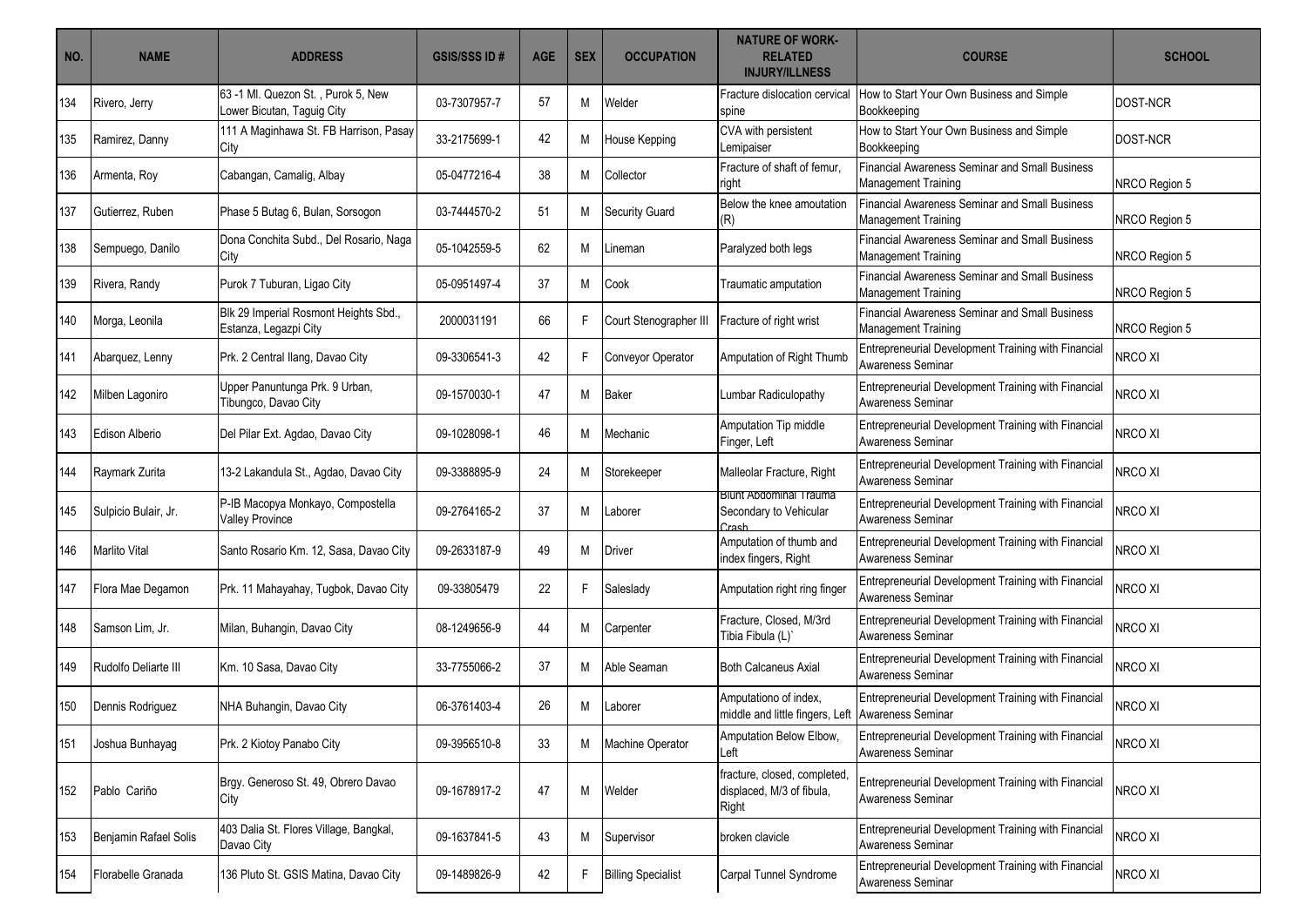| NO. | NAME | ADDRESS | GSIS/SSS ID # | AGE | SEX | OCCUPATION | NATURE OF WORK-RELATED INJURY/ILLNESS | COURSE | SCHOOL |
|---|---|---|---|---|---|---|---|---|---|
| 134 | Rivero, Jerry | 63 -1 Ml. Quezon St. , Purok 5, New Lower Bicutan, Taguig City | 03-7307957-7 | 57 | M | Welder | Fracture dislocation cervical spine | How to Start Your Own Business and Simple Bookkeeping | DOST-NCR |
| 135 | Ramirez, Danny | 111 A Maginhawa St. FB Harrison, Pasay City | 33-2175699-1 | 42 | M | House Kepping | CVA with persistent Lemipaiser | How to Start Your Own Business and Simple Bookkeeping | DOST-NCR |
| 136 | Armenta, Roy | Cabangan, Camalig, Albay | 05-0477216-4 | 38 | M | Collector | Fracture of shaft of femur, right | Financial Awareness Seminar and Small Business Management Training | NRCO Region 5 |
| 137 | Gutierrez, Ruben | Phase 5 Butag 6, Bulan, Sorsogon | 03-7444570-2 | 51 | M | Security Guard | Below the knee amoutation (R) | Financial Awareness Seminar and Small Business Management Training | NRCO Region 5 |
| 138 | Sempuego, Danilo | Dona Conchita Subd., Del Rosario, Naga City | 05-1042559-5 | 62 | M | Lineman | Paralyzed both legs | Financial Awareness Seminar and Small Business Management Training | NRCO Region 5 |
| 139 | Rivera, Randy | Purok 7 Tuburan, Ligao City | 05-0951497-4 | 37 | M | Cook | Traumatic amputation | Financial Awareness Seminar and Small Business Management Training | NRCO Region 5 |
| 140 | Morga, Leonila | Blk 29 Imperial Rosmont Heights Sbd., Estanza, Legazpi City | 2000031191 | 66 | F | Court Stenographer III | Fracture of right wrist | Financial Awareness Seminar and Small Business Management Training | NRCO Region 5 |
| 141 | Abarquez, Lenny | Prk. 2 Central Ilang, Davao City | 09-3306541-3 | 42 | F | Conveyor Operator | Amputation of Right Thumb | Entrepreneurial Development Training with Financial Awareness Seminar | NRCO XI |
| 142 | Milben Lagoniro | Upper Panuntunga Prk. 9 Urban, Tibungco, Davao City | 09-1570030-1 | 47 | M | Baker | Lumbar Radiculopathy | Entrepreneurial Development Training with Financial Awareness Seminar | NRCO XI |
| 143 | Edison Alberio | Del Pilar Ext. Agdao, Davao City | 09-1028098-1 | 46 | M | Mechanic | Amputation Tip middle Finger, Left | Entrepreneurial Development Training with Financial Awareness Seminar | NRCO XI |
| 144 | Raymark Zurita | 13-2 Lakandula St., Agdao, Davao City | 09-3388895-9 | 24 | M | Storekeeper | Malleolar Fracture, Right | Entrepreneurial Development Training with Financial Awareness Seminar | NRCO XI |
| 145 | Sulpicio Bulair, Jr. | P-IB Macopya Monkayo, Compostella Valley Province | 09-2764165-2 | 37 | M | Laborer | Blunt Abdominal Trauma Secondary to Vehicular Crash | Entrepreneurial Development Training with Financial Awareness Seminar | NRCO XI |
| 146 | Marlito Vital | Santo Rosario Km. 12, Sasa, Davao City | 09-2633187-9 | 49 | M | Driver | Amputation of thumb and index fingers, Right | Entrepreneurial Development Training with Financial Awareness Seminar | NRCO XI |
| 147 | Flora Mae Degamon | Prk. 11 Mahayahay, Tugbok, Davao City | 09-33805479 | 22 | F | Saleslady | Amputation right ring finger | Entrepreneurial Development Training with Financial Awareness Seminar | NRCO XI |
| 148 | Samson Lim, Jr. | Milan, Buhangin, Davao City | 08-1249656-9 | 44 | M | Carpenter | Fracture, Closed, M/3rd Tibia Fibula (L)` | Entrepreneurial Development Training with Financial Awareness Seminar | NRCO XI |
| 149 | Rudolfo Deliarte III | Km. 10 Sasa, Davao City | 33-7755066-2 | 37 | M | Able Seaman | Both Calcaneus Axial | Entrepreneurial Development Training with Financial Awareness Seminar | NRCO XI |
| 150 | Dennis Rodriguez | NHA Buhangin, Davao City | 06-3761403-4 | 26 | M | Laborer | Amputationo of index, middle and little fingers, Left | Entrepreneurial Development Training with Financial Awareness Seminar | NRCO XI |
| 151 | Joshua Bunhayag | Prk. 2 Kiotoy Panabo City | 09-3956510-8 | 33 | M | Machine Operator | Amputation Below Elbow, Left | Entrepreneurial Development Training with Financial Awareness Seminar | NRCO XI |
| 152 | Pablo Cariño | Brgy. Generoso St. 49, Obrero Davao City | 09-1678917-2 | 47 | M | Welder | fracture, closed, completed, displaced, M/3 of fibula, Right | Entrepreneurial Development Training with Financial Awareness Seminar | NRCO XI |
| 153 | Benjamin Rafael Solis | 403 Dalia St. Flores Village, Bangkal, Davao City | 09-1637841-5 | 43 | M | Supervisor | broken clavicle | Entrepreneurial Development Training with Financial Awareness Seminar | NRCO XI |
| 154 | Florabelle Granada | 136 Pluto St. GSIS Matina, Davao City | 09-1489826-9 | 42 | F | Billing Specialist | Carpal Tunnel Syndrome | Entrepreneurial Development Training with Financial Awareness Seminar | NRCO XI |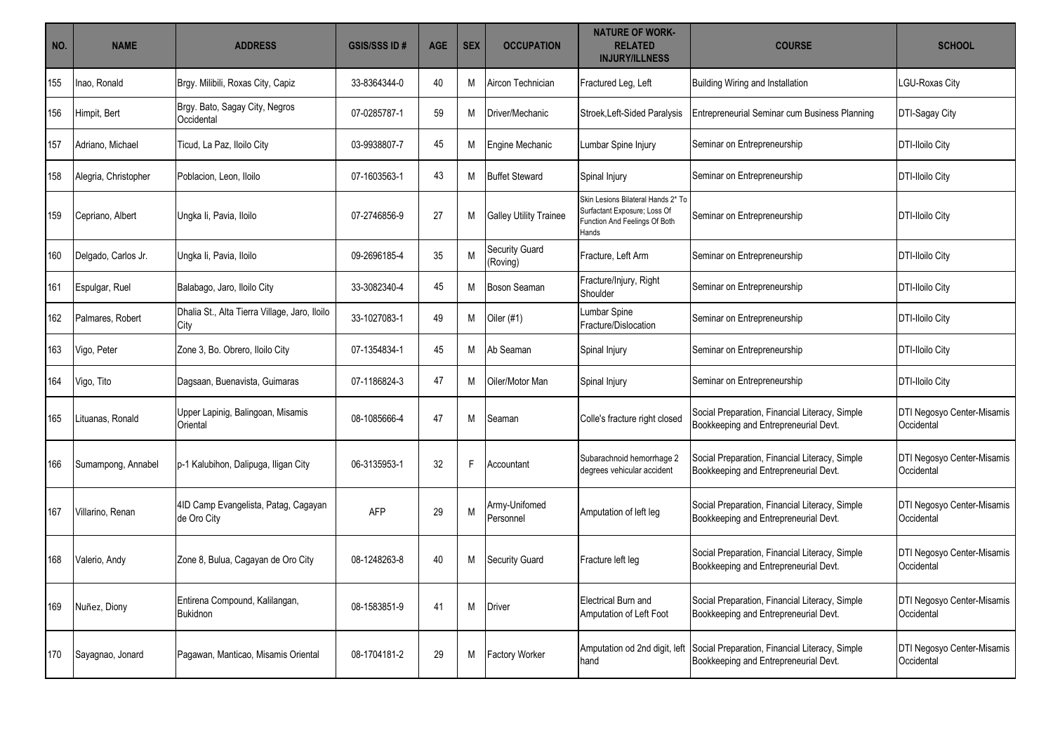| NO. | NAME | ADDRESS | GSIS/SSS ID # | AGE | SEX | OCCUPATION | NATURE OF WORK-RELATED INJURY/ILLNESS | COURSE | SCHOOL |
|---|---|---|---|---|---|---|---|---|---|
| 155 | Inao, Ronald | Brgy. Milibili, Roxas City, Capiz | 33-8364344-0 | 40 | M | Aircon Technician | Fractured Leg, Left | Building Wiring and Installation | LGU-Roxas City |
| 156 | Himpit, Bert | Brgy. Bato, Sagay City, Negros Occidental | 07-0285787-1 | 59 | M | Driver/Mechanic | Stroek,Left-Sided Paralysis | Entrepreneurial Seminar cum Business Planning | DTI-Sagay City |
| 157 | Adriano, Michael | Ticud, La Paz, Iloilo City | 03-9938807-7 | 45 | M | Engine Mechanic | Lumbar Spine Injury | Seminar on Entrepreneurship | DTI-Iloilo City |
| 158 | Alegria, Christopher | Poblacion, Leon, Iloilo | 07-1603563-1 | 43 | M | Buffet Steward | Spinal Injury | Seminar on Entrepreneurship | DTI-Iloilo City |
| 159 | Cepriano, Albert | Ungka Ii, Pavia, Iloilo | 07-2746856-9 | 27 | M | Galley Utility Trainee | Skin Lesions Bilateral Hands 2* To Surfactant Exposure; Loss Of Function And Feelings Of Both Hands | Seminar on Entrepreneurship | DTI-Iloilo City |
| 160 | Delgado, Carlos Jr. | Ungka Ii, Pavia, Iloilo | 09-2696185-4 | 35 | M | Security Guard (Roving) | Fracture, Left Arm | Seminar on Entrepreneurship | DTI-Iloilo City |
| 161 | Espulgar, Ruel | Balabago, Jaro, Iloilo City | 33-3082340-4 | 45 | M | Boson Seaman | Fracture/Injury, Right Shoulder | Seminar on Entrepreneurship | DTI-Iloilo City |
| 162 | Palmares, Robert | Dhalia St., Alta Tierra Village, Jaro, Iloilo City | 33-1027083-1 | 49 | M | Oiler (#1) | Lumbar Spine Fracture/Dislocation | Seminar on Entrepreneurship | DTI-Iloilo City |
| 163 | Vigo, Peter | Zone 3, Bo. Obrero, Iloilo City | 07-1354834-1 | 45 | M | Ab Seaman | Spinal Injury | Seminar on Entrepreneurship | DTI-Iloilo City |
| 164 | Vigo, Tito | Dagsaan, Buenavista, Guimaras | 07-1186824-3 | 47 | M | Oiler/Motor Man | Spinal Injury | Seminar on Entrepreneurship | DTI-Iloilo City |
| 165 | Lituanas, Ronald | Upper Lapinig, Balingoan, Misamis Oriental | 08-1085666-4 | 47 | M | Seaman | Colle's fracture right closed | Social Preparation, Financial Literacy, Simple Bookkeeping and Entrepreneurial Devt. | DTI Negosyo Center-Misamis Occidental |
| 166 | Sumampong, Annabel | p-1 Kalubihon, Dalipuga, Iligan City | 06-3135953-1 | 32 | F | Accountant | Subarachnoid hemorrhage 2 degrees vehicular accident | Social Preparation, Financial Literacy, Simple Bookkeeping and Entrepreneurial Devt. | DTI Negosyo Center-Misamis Occidental |
| 167 | Villarino, Renan | 4ID Camp Evangelista, Patag, Cagayan de Oro City | AFP | 29 | M | Army-Unifomed Personnel | Amputation of left leg | Social Preparation, Financial Literacy, Simple Bookkeeping and Entrepreneurial Devt. | DTI Negosyo Center-Misamis Occidental |
| 168 | Valerio, Andy | Zone 8, Bulua, Cagayan de Oro City | 08-1248263-8 | 40 | M | Security Guard | Fracture left leg | Social Preparation, Financial Literacy, Simple Bookkeeping and Entrepreneurial Devt. | DTI Negosyo Center-Misamis Occidental |
| 169 | Nuñez, Diony | Entirena Compound, Kalilangan, Bukidnon | 08-1583851-9 | 41 | M | Driver | Electrical Burn and Amputation of Left Foot | Social Preparation, Financial Literacy, Simple Bookkeeping and Entrepreneurial Devt. | DTI Negosyo Center-Misamis Occidental |
| 170 | Sayagnao, Jonard | Pagawan, Manticao, Misamis Oriental | 08-1704181-2 | 29 | M | Factory Worker | Amputation od 2nd digit, left hand | Social Preparation, Financial Literacy, Simple Bookkeeping and Entrepreneurial Devt. | DTI Negosyo Center-Misamis Occidental |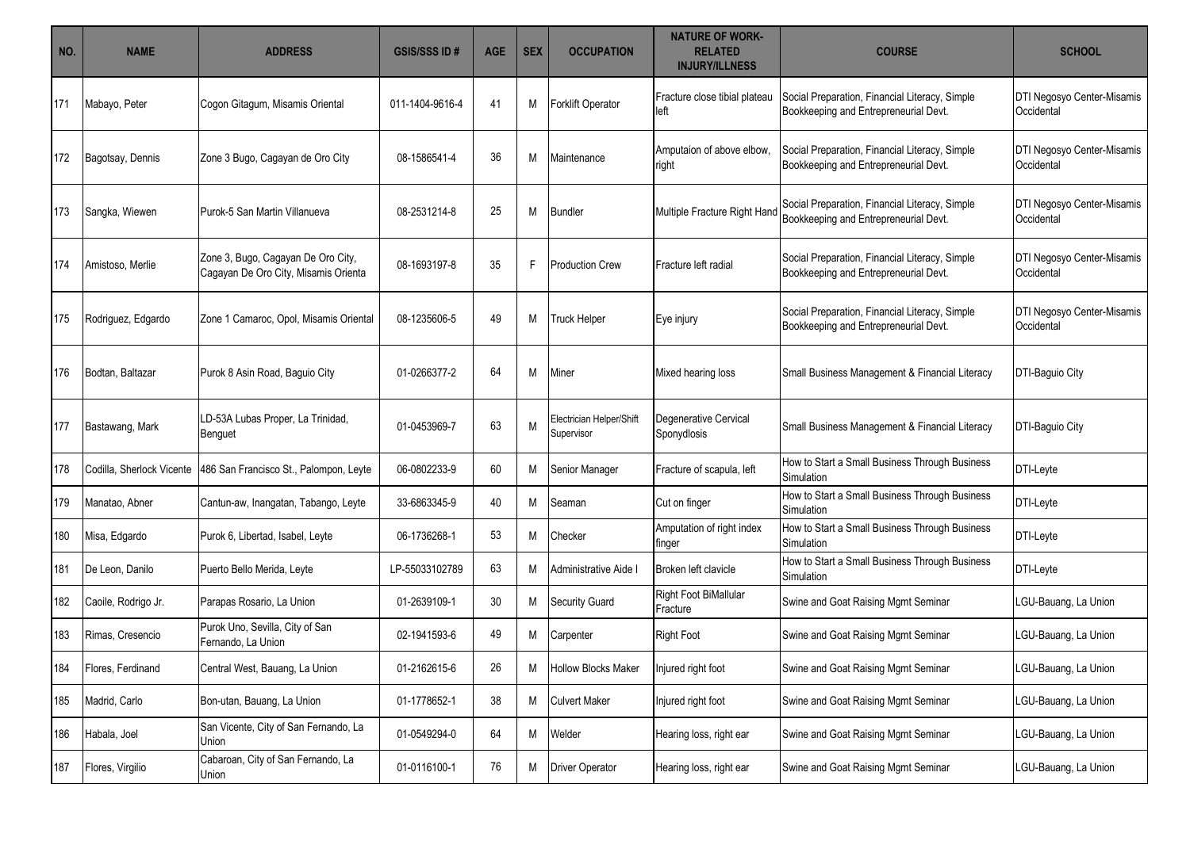| NO. | NAME | ADDRESS | GSIS/SSS ID # | AGE | SEX | OCCUPATION | NATURE OF WORK-RELATED INJURY/ILLNESS | COURSE | SCHOOL |
|---|---|---|---|---|---|---|---|---|---|
| 171 | Mabayo, Peter | Cogon Gitagum, Misamis Oriental | 011-1404-9616-4 | 41 | M | Forklift Operator | Fracture close tibial plateau left | Social Preparation, Financial Literacy, Simple Bookkeeping and Entrepreneurial Devt. | DTI Negosyo Center-Misamis Occidental |
| 172 | Bagotsay, Dennis | Zone 3 Bugo, Cagayan de Oro City | 08-1586541-4 | 36 | M | Maintenance | Amputaion of above elbow, right | Social Preparation, Financial Literacy, Simple Bookkeeping and Entrepreneurial Devt. | DTI Negosyo Center-Misamis Occidental |
| 173 | Sangka, Wiewen | Purok-5 San Martin Villanueva | 08-2531214-8 | 25 | M | Bundler | Multiple Fracture Right Hand | Social Preparation, Financial Literacy, Simple Bookkeeping and Entrepreneurial Devt. | DTI Negosyo Center-Misamis Occidental |
| 174 | Amistoso, Merlie | Zone 3, Bugo, Cagayan De Oro City, Cagayan De Oro City, Misamis Orienta | 08-1693197-8 | 35 | F | Production Crew | Fracture left radial | Social Preparation, Financial Literacy, Simple Bookkeeping and Entrepreneurial Devt. | DTI Negosyo Center-Misamis Occidental |
| 175 | Rodriguez, Edgardo | Zone 1 Camaroc, Opol, Misamis Oriental | 08-1235606-5 | 49 | M | Truck Helper | Eye injury | Social Preparation, Financial Literacy, Simple Bookkeeping and Entrepreneurial Devt. | DTI Negosyo Center-Misamis Occidental |
| 176 | Bodtan, Baltazar | Purok 8 Asin Road, Baguio City | 01-0266377-2 | 64 | M | Miner | Mixed hearing loss | Small Business Management & Financial Literacy | DTI-Baguio City |
| 177 | Bastawang, Mark | LD-53A Lubas Proper, La Trinidad, Benguet | 01-0453969-7 | 63 | M | Electrician Helper/Shift Supervisor | Degenerative Cervical Sponydlosis | Small Business Management & Financial Literacy | DTI-Baguio City |
| 178 | Codilla, Sherlock Vicente | 486 San Francisco St., Palompon, Leyte | 06-0802233-9 | 60 | M | Senior Manager | Fracture of scapula, left | How to Start a Small Business Through Business Simulation | DTI-Leyte |
| 179 | Manatao, Abner | Cantun-aw, Inangatan, Tabango, Leyte | 33-6863345-9 | 40 | M | Seaman | Cut on finger | How to Start a Small Business Through Business Simulation | DTI-Leyte |
| 180 | Misa, Edgardo | Purok 6, Libertad, Isabel, Leyte | 06-1736268-1 | 53 | M | Checker | Amputation of right index finger | How to Start a Small Business Through Business Simulation | DTI-Leyte |
| 181 | De Leon, Danilo | Puerto Bello Merida, Leyte | LP-55033102789 | 63 | M | Administrative Aide I | Broken left clavicle | How to Start a Small Business Through Business Simulation | DTI-Leyte |
| 182 | Caoile, Rodrigo Jr. | Parapas Rosario, La Union | 01-2639109-1 | 30 | M | Security Guard | Right Foot BiMallular Fracture | Swine and Goat Raising Mgmt Seminar | LGU-Bauang, La Union |
| 183 | Rimas, Cresencio | Purok Uno, Sevilla, City of San Fernando, La Union | 02-1941593-6 | 49 | M | Carpenter | Right Foot | Swine and Goat Raising Mgmt Seminar | LGU-Bauang, La Union |
| 184 | Flores, Ferdinand | Central West, Bauang, La Union | 01-2162615-6 | 26 | M | Hollow Blocks Maker | Injured right foot | Swine and Goat Raising Mgmt Seminar | LGU-Bauang, La Union |
| 185 | Madrid, Carlo | Bon-utan, Bauang, La Union | 01-1778652-1 | 38 | M | Culvert Maker | Injured right foot | Swine and Goat Raising Mgmt Seminar | LGU-Bauang, La Union |
| 186 | Habala, Joel | San Vicente, City of San Fernando, La Union | 01-0549294-0 | 64 | M | Welder | Hearing loss, right ear | Swine and Goat Raising Mgmt Seminar | LGU-Bauang, La Union |
| 187 | Flores, Virgilio | Cabaroan, City of San Fernando, La Union | 01-0116100-1 | 76 | M | Driver Operator | Hearing loss, right ear | Swine and Goat Raising Mgmt Seminar | LGU-Bauang, La Union |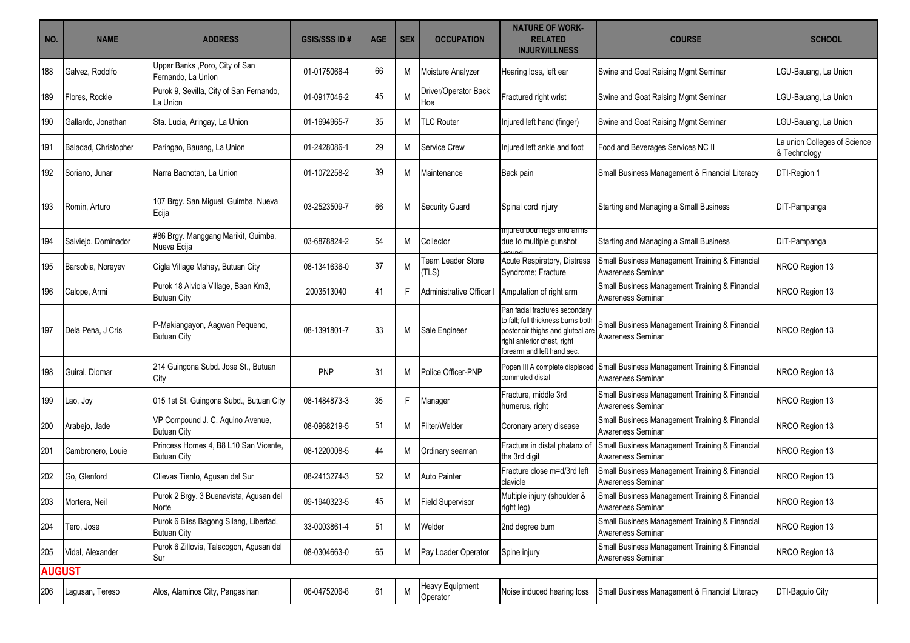| NO. | NAME | ADDRESS | GSIS/SSS ID # | AGE | SEX | OCCUPATION | NATURE OF WORK-RELATED INJURY/ILLNESS | COURSE | SCHOOL |
|---|---|---|---|---|---|---|---|---|---|
| 188 | Galvez, Rodolfo | Upper Banks ,Poro, City of San Fernando, La Union | 01-0175066-4 | 66 | M | Moisture Analyzer | Hearing loss, left ear | Swine and Goat Raising Mgmt Seminar | LGU-Bauang, La Union |
| 189 | Flores, Rockie | Purok 9, Sevilla, City of San Fernando, La Union | 01-0917046-2 | 45 | M | Driver/Operator Back Hoe | Fractured right wrist | Swine and Goat Raising Mgmt Seminar | LGU-Bauang, La Union |
| 190 | Gallardo, Jonathan | Sta. Lucia, Aringay, La Union | 01-1694965-7 | 35 | M | TLC Router | Injured left hand (finger) | Swine and Goat Raising Mgmt Seminar | LGU-Bauang, La Union |
| 191 | Baladad, Christopher | Paringao, Bauang, La Union | 01-2428086-1 | 29 | M | Service Crew | Injured left ankle and foot | Food and Beverages Services NC II | La union Colleges of Science & Technology |
| 192 | Soriano, Junar | Narra Bacnotan, La Union | 01-1072258-2 | 39 | M | Maintenance | Back pain | Small Business Management & Financial Literacy | DTI-Region 1 |
| 193 | Romin, Arturo | 107 Brgy. San Miguel, Guimba, Nueva Ecija | 03-2523509-7 | 66 | M | Security Guard | Spinal cord injury | Starting and Managing a Small Business | DIT-Pampanga |
| 194 | Salviejo, Dominador | #86 Brgy. Manggang Marikit, Guimba, Nueva Ecija | 03-6878824-2 | 54 | M | Collector | Injured both legs and arms due to multiple gunshot wound | Starting and Managing a Small Business | DIT-Pampanga |
| 195 | Barsobia, Noreyev | Cigla Village Mahay, Butuan City | 08-1341636-0 | 37 | M | Team Leader Store (TLS) | Acute Respiratory, Distress Syndrome; Fracture | Small Business Management Training & Financial Awareness Seminar | NRCO Region 13 |
| 196 | Calope, Armi | Purok 18 Alviola Village, Baan Km3, Butuan City | 2003513040 | 41 | F | Administrative Officer I | Amputation of right arm | Small Business Management Training & Financial Awareness Seminar | NRCO Region 13 |
| 197 | Dela Pena, J Cris | P-Makiangayon, Aagwan Pequeno, Butuan City | 08-1391801-7 | 33 | M | Sale Engineer | Pan facial fractures secondary to fall; full thickness burns both posterioir thighs and gluteal are right anterior chest, right forearm and left hand sec. | Small Business Management Training & Financial Awareness Seminar | NRCO Region 13 |
| 198 | Guiral, Diomar | 214 Guingona Subd. Jose St., Butuan City | PNP | 31 | M | Police Officer-PNP | Popen III A complete displaced commuted distal | Small Business Management Training & Financial Awareness Seminar | NRCO Region 13 |
| 199 | Lao, Joy | 015 1st St. Guingona Subd., Butuan City | 08-1484873-3 | 35 | F | Manager | Fracture, middle 3rd humerus, right | Small Business Management Training & Financial Awareness Seminar | NRCO Region 13 |
| 200 | Arabejo, Jade | VP Compound J. C. Aquino Avenue, Butuan City | 08-0968219-5 | 51 | M | Fiiter/Welder | Coronary artery disease | Small Business Management Training & Financial Awareness Seminar | NRCO Region 13 |
| 201 | Cambronero, Louie | Princess Homes 4, B8 L10 San Vicente, Butuan City | 08-1220008-5 | 44 | M | Ordinary seaman | Fracture in distal phalanx of the 3rd digit | Small Business Management Training & Financial Awareness Seminar | NRCO Region 13 |
| 202 | Go, Glenford | Clievas Tiento, Agusan del Sur | 08-2413274-3 | 52 | M | Auto Painter | Fracture close m=d/3rd left clavicle | Small Business Management Training & Financial Awareness Seminar | NRCO Region 13 |
| 203 | Mortera, Neil | Purok 2 Brgy. 3 Buenavista, Agusan del Norte | 09-1940323-5 | 45 | M | Field Supervisor | Multiple injury (shoulder & right leg) | Small Business Management Training & Financial Awareness Seminar | NRCO Region 13 |
| 204 | Tero, Jose | Purok 6 Bliss Bagong Silang, Libertad, Butuan City | 33-0003861-4 | 51 | M | Welder | 2nd degree burn | Small Business Management Training & Financial Awareness Seminar | NRCO Region 13 |
| 205 | Vidal, Alexander | Purok 6 Zillovia, Talacogon, Agusan del Sur | 08-0304663-0 | 65 | M | Pay Loader Operator | Spine injury | Small Business Management Training & Financial Awareness Seminar | NRCO Region 13 |
| **AUGUST** | | | | | | | | | |
| 206 | Lagusan, Tereso | Alos, Alaminos City, Pangasinan | 06-0475206-8 | 61 | M | Heavy Equipment Operator | Noise induced hearing loss | Small Business Management & Financial Literacy | DTI-Baguio City |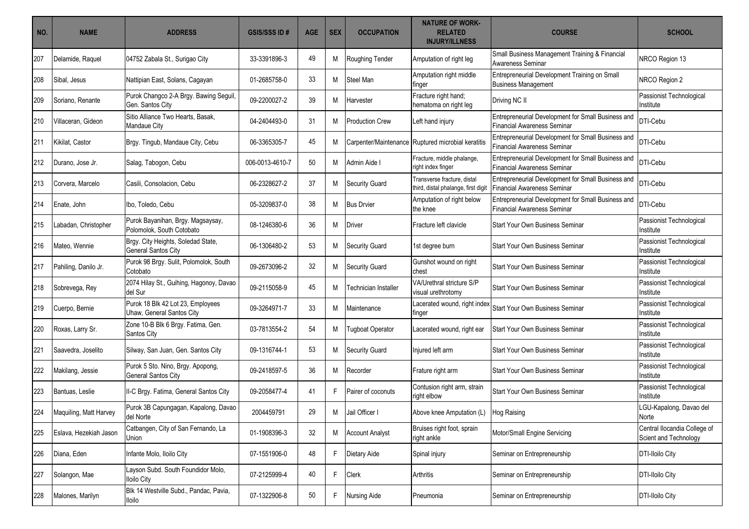| NO. | NAME | ADDRESS | GSIS/SSS ID # | AGE | SEX | OCCUPATION | NATURE OF WORK-RELATED INJURY/ILLNESS | COURSE | SCHOOL |
|---|---|---|---|---|---|---|---|---|---|
| 207 | Delamide, Raquel | 04752 Zabala St., Surigao City | 33-3391896-3 | 49 | M | Roughing Tender | Amputation of right leg | Small Business Management Training & Financial Awareness Seminar | NRCO Region 13 |
| 208 | Sibal, Jesus | Nattipian East, Solans, Cagayan | 01-2685758-0 | 33 | M | Steel Man | Amputation right middle finger | Entrepreneurial Development Training on Small Business Management | NRCO Region 2 |
| 209 | Soriano, Renante | Purok Changco 2-A Brgy. Bawing Seguil, Gen. Santos City | 09-2200027-2 | 39 | M | Harvester | Fracture right hand; hematoma on right leg | Driving NC II | Passionist Technological Institute |
| 210 | Villaceran, Gideon | Sitio Alliance Two Hearts, Basak, Mandaue City | 04-2404493-0 | 31 | M | Production Crew | Left hand injury | Entrepreneurial Development for Small Business and Financial Awareness Seminar | DTI-Cebu |
| 211 | Kikilat, Castor | Brgy. Tingub, Mandaue City, Cebu | 06-3365305-7 | 45 | M | Carpenter/Maintenance | Ruptured microbial keratitis | Entrepreneurial Development for Small Business and Financial Awareness Seminar | DTI-Cebu |
| 212 | Durano, Jose Jr. | Salag, Tabogon, Cebu | 006-0013-4610-7 | 50 | M | Admin Aide I | Fracture, middle phalange, right index finger | Entrepreneurial Development for Small Business and Financial Awareness Seminar | DTI-Cebu |
| 213 | Corvera, Marcelo | Casili, Consolacion, Cebu | 06-2328627-2 | 37 | M | Security Guard | Transverse fracture, distal third, distal phalange, first digit | Entrepreneurial Development for Small Business and Financial Awareness Seminar | DTI-Cebu |
| 214 | Enate, John | Ibo, Toledo, Cebu | 05-3209837-0 | 38 | M | Bus Drvier | Amputation of right below the knee | Entrepreneurial Development for Small Business and Financial Awareness Seminar | DTI-Cebu |
| 215 | Labadan, Christopher | Purok Bayanihan, Brgy. Magsaysay, Polomolok, South Cotobato | 08-1246380-6 | 36 | M | Driver | Fracture left clavicle | Start Your Own Business Seminar | Passionist Technological Institute |
| 216 | Mateo, Wennie | Brgy. City Heights, Soledad State, General Santos City | 06-1306480-2 | 53 | M | Security Guard | 1st degree burn | Start Your Own Business Seminar | Passionist Technological Institute |
| 217 | Pahiling, Danilo Jr. | Purok 98 Brgy. Sulit, Polomolok, South Cotobato | 09-2673096-2 | 32 | M | Security Guard | Gunshot wound on right chest | Start Your Own Business Seminar | Passionist Technological Institute |
| 218 | Sobrevega, Rey | 2074 Hilay St., Guihing, Hagonoy, Davao del Sur | 09-2115058-9 | 45 | M | Technician Installer | VA/Urethral stricture S/P visual urethrotomy | Start Your Own Business Seminar | Passionist Technological Institute |
| 219 | Cuerpo, Bernie | Purok 18 Blk 42 Lot 23, Employees Uhaw, General Santos City | 09-3264971-7 | 33 | M | Maintenance | Lacerated wound, right index finger | Start Your Own Business Seminar | Passionist Technological Institute |
| 220 | Roxas, Larry Sr. | Zone 10-B Blk 6 Brgy. Fatima, Gen. Santos City | 03-7813554-2 | 54 | M | Tugboat Operator | Lacerated wound, right ear | Start Your Own Business Seminar | Passionist Technological Institute |
| 221 | Saavedra, Joselito | Silway, San Juan, Gen. Santos City | 09-1316744-1 | 53 | M | Security Guard | Injured left arm | Start Your Own Business Seminar | Passionist Technological Institute |
| 222 | Makilang, Jessie | Purok 5 Sto. Nino, Brgy. Apopong, General Santos City | 09-2418597-5 | 36 | M | Recorder | Frature right arm | Start Your Own Business Seminar | Passionist Technological Institute |
| 223 | Bantuas, Leslie | II-C Brgy. Fatima, General Santos City | 09-2058477-4 | 41 | F | Pairer of coconuts | Contusion right arm, strain right elbow | Start Your Own Business Seminar | Passionist Technological Institute |
| 224 | Maquiling, Matt Harvey | Purok 3B Capungagan, Kapalong, Davao del Norte | 2004459791 | 29 | M | Jail Officer I | Above knee Amputation (L) | Hog Raising | LGU-Kapalong, Davao del Norte |
| 225 | Eslava, Hezekiah Jason | Catbangen, City of San Fernando, La Union | 01-1908396-3 | 32 | M | Account Analyst | Bruises right foot, sprain right ankle | Motor/Small Engine Servicing | Central Ilocandia College of Scient and Technology |
| 226 | Diana, Eden | Infante Molo, Iloilo City | 07-1551906-0 | 48 | F | Dietary Aide | Spinal injury | Seminar on Entrepreneurship | DTI-Iloilo City |
| 227 | Solangon, Mae | Layson Subd. South Foundidor Molo, Iloilo City | 07-2125999-4 | 40 | F | Clerk | Arthritis | Seminar on Entrepreneurship | DTI-Iloilo City |
| 228 | Malones, Marilyn | Blk 14 Westville Subd., Pandac, Pavia, Iloilo | 07-1322906-8 | 50 | F | Nursing Aide | Pneumonia | Seminar on Entrepreneurship | DTI-Iloilo City |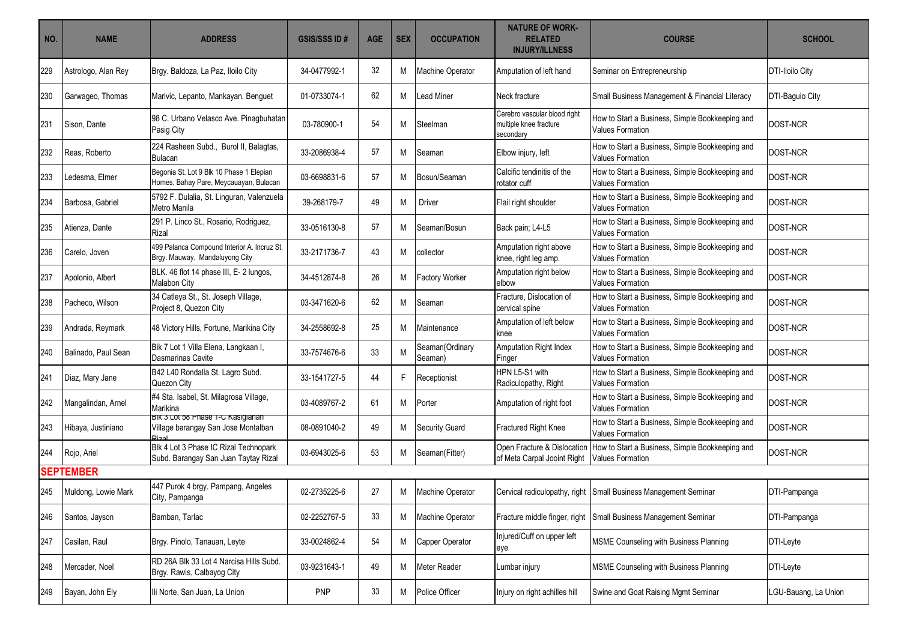| NO. | NAME | ADDRESS | GSIS/SSS ID # | AGE | SEX | OCCUPATION | NATURE OF WORK-RELATED INJURY/ILLNESS | COURSE | SCHOOL |
|---|---|---|---|---|---|---|---|---|---|
| 229 | Astrologo, Alan Rey | Brgy. Baldoza, La Paz, Iloilo City | 34-0477992-1 | 32 | M | Machine Operator | Amputation of left hand | Seminar on Entrepreneurship | DTI-Iloilo City |
| 230 | Garwageo, Thomas | Marivic, Lepanto, Mankayan, Benguet | 01-0733074-1 | 62 | M | Lead Miner | Neck fracture | Small Business Management & Financial Literacy | DTI-Baguio City |
| 231 | Sison, Dante | 98 C. Urbano Velasco Ave. Pinagbuhatan Pasig City | 03-780900-1 | 54 | M | Steelman | Cerebro vascular blood right multiple knee fracture secondary | How to Start a Business, Simple Bookkeeping and Values Formation | DOST-NCR |
| 232 | Reas, Roberto | 224 Rasheen Subd., Burol II, Balagtas, Bulacan | 33-2086938-4 | 57 | M | Seaman | Elbow injury, left | How to Start a Business, Simple Bookkeeping and Values Formation | DOST-NCR |
| 233 | Ledesma, Elmer | Begonia St. Lot 9 Blk 10 Phase 1 Elepian Homes, Bahay Pare, Meycauayan, Bulacan | 03-6698831-6 | 57 | M | Bosun/Seaman | Calcific tendinitis of the rotator cuff | How to Start a Business, Simple Bookkeeping and Values Formation | DOST-NCR |
| 234 | Barbosa, Gabriel | 5792 F. Dulalia, St. Linguran, Valenzuela Metro Manila | 39-268179-7 | 49 | M | Driver | Flail right shoulder | How to Start a Business, Simple Bookkeeping and Values Formation | DOST-NCR |
| 235 | Atienza, Dante | 291 P. Linco St., Rosario, Rodriguez, Rizal | 33-0516130-8 | 57 | M | Seaman/Bosun | Back pain; L4-L5 | How to Start a Business, Simple Bookkeeping and Values Formation | DOST-NCR |
| 236 | Carelo, Joven | 499 Palanca Compound Interior A. Incruz St. Brgy. Mauway, Mandaluyong City | 33-2171736-7 | 43 | M | collector | Amputation right above knee, right leg amp. | How to Start a Business, Simple Bookkeeping and Values Formation | DOST-NCR |
| 237 | Apolonio, Albert | BLK. 46 flot 14 phase III, E- 2 lungos, Malabon City | 34-4512874-8 | 26 | M | Factory Worker | Amputation right below elbow | How to Start a Business, Simple Bookkeeping and Values Formation | DOST-NCR |
| 238 | Pacheco, Wilson | 34 Catleya St., St. Joseph Village, Project 8, Quezon City | 03-3471620-6 | 62 | M | Seaman | Fracture, Dislocation of cervical spine | How to Start a Business, Simple Bookkeeping and Values Formation | DOST-NCR |
| 239 | Andrada, Reymark | 48 Victory Hills, Fortune, Marikina City | 34-2558692-8 | 25 | M | Maintenance | Amputation of left below knee | How to Start a Business, Simple Bookkeeping and Values Formation | DOST-NCR |
| 240 | Balinado, Paul Sean | Bik 7 Lot 1 Villa Elena, Langkaan I, Dasmarinas Cavite | 33-7574676-6 | 33 | M | Seaman(Ordinary Seaman) | Amputation Right Index Finger | How to Start a Business, Simple Bookkeeping and Values Formation | DOST-NCR |
| 241 | Diaz, Mary Jane | B42 L40 Rondalla St. Lagro Subd. Quezon City | 33-1541727-5 | 44 | F | Receptionist | HPN L5-S1 with Radiculopathy, Right | How to Start a Business, Simple Bookkeeping and Values Formation | DOST-NCR |
| 242 | Mangalindan, Arnel | #4 Sta. Isabel, St. Milagrosa Village, Marikina | 03-4089767-2 | 61 | M | Porter | Amputation of right foot | How to Start a Business, Simple Bookkeeping and Values Formation | DOST-NCR |
| 243 | Hibaya, Justiniano | Blk 3 Lot 58 Phase 1-C Kasiglahan Village barangay San Jose Montalban Rizal | 08-0891040-2 | 49 | M | Security Guard | Fractured Right Knee | How to Start a Business, Simple Bookkeeping and Values Formation | DOST-NCR |
| 244 | Rojo, Ariel | Blk 4 Lot 3 Phase IC Rizal Technopark Subd. Barangay San Juan Taytay Rizal | 03-6943025-6 | 53 | M | Seaman(Fitter) | Open Fracture & Dislocation of Meta Carpal Jooint Right | How to Start a Business, Simple Bookkeeping and Values Formation | DOST-NCR |
| **SEPTEMBER** | | | | | | | | | |
| 245 | Muldong, Lowie Mark | 447 Purok 4 brgy. Pampang, Angeles City, Pampanga | 02-2735225-6 | 27 | M | Machine Operator | Cervical radiculopathy, right | Small Business Management Seminar | DTI-Pampanga |
| 246 | Santos, Jayson | Bamban, Tarlac | 02-2252767-5 | 33 | M | Machine Operator | Fracture middle finger, right | Small Business Management Seminar | DTI-Pampanga |
| 247 | Casilan, Raul | Brgy. Pinolo, Tanauan, Leyte | 33-0024862-4 | 54 | M | Capper Operator | Injured/Cuff on upper left eye | MSME Counseling with Business Planning | DTI-Leyte |
| 248 | Mercader, Noel | RD 26A Blk 33 Lot 4 Narcisa Hills Subd. Brgy. Rawis, Calbayog City | 03-9231643-1 | 49 | M | Meter Reader | Lumbar injury | MSME Counseling with Business Planning | DTI-Leyte |
| 249 | Bayan, John Ely | Ili Norte, San Juan, La Union | PNP | 33 | M | Police Officer | Injury on right achilles hill | Swine and Goat Raising Mgmt Seminar | LGU-Bauang, La Union |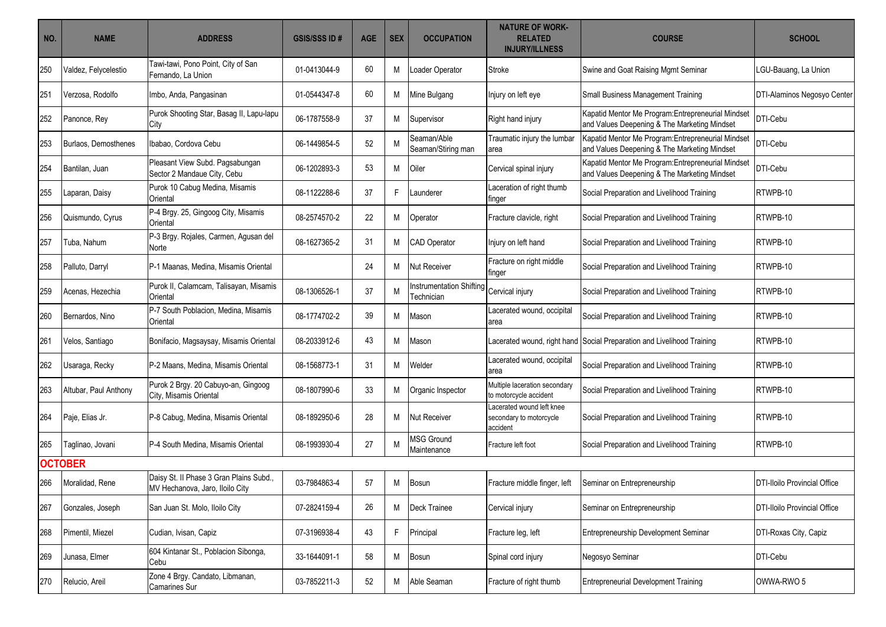| NO. | NAME | ADDRESS | GSIS/SSS ID # | AGE | SEX | OCCUPATION | NATURE OF WORK-RELATED INJURY/ILLNESS | COURSE | SCHOOL |
|---|---|---|---|---|---|---|---|---|---|
| 250 | Valdez, Felycelestio | Tawi-tawi, Pono Point, City of San Fernando, La Union | 01-0413044-9 | 60 | M | Loader Operator | Stroke | Swine and Goat Raising Mgmt Seminar | LGU-Bauang, La Union |
| 251 | Verzosa, Rodolfo | Imbo, Anda, Pangasinan | 01-0544347-8 | 60 | M | Mine Bulgang | Injury on left eye | Small Business Management Training | DTI-Alaminos Negosyo Center |
| 252 | Panonce, Rey | Purok Shooting Star, Basag II, Lapu-lapu City | 06-1787558-9 | 37 | M | Supervisor | Right hand injury | Kapatid Mentor Me Program:Entrepreneurial Mindset and Values Deepening & The Marketing Mindset | DTI-Cebu |
| 253 | Burlaos, Demosthenes | Ibabao, Cordova Cebu | 06-1449854-5 | 52 | M | Seaman/Able Seaman/Stiring man | Traumatic injury the lumbar area | Kapatid Mentor Me Program:Entrepreneurial Mindset and Values Deepening & The Marketing Mindset | DTI-Cebu |
| 254 | Bantilan, Juan | Pleasant View Subd. Pagsabungan Sector 2 Mandaue City, Cebu | 06-1202893-3 | 53 | M | Oiler | Cervical spinal injury | Kapatid Mentor Me Program:Entrepreneurial Mindset and Values Deepening & The Marketing Mindset | DTI-Cebu |
| 255 | Laparan, Daisy | Purok 10 Cabug Medina, Misamis Oriental | 08-1122288-6 | 37 | F | Launderer | Laceration of right thumb finger | Social Preparation and Livelihood Training | RTWPB-10 |
| 256 | Quismundo, Cyrus | P-4 Brgy. 25, Gingoog City, Misamis Oriental | 08-2574570-2 | 22 | M | Operator | Fracture clavicle, right | Social Preparation and Livelihood Training | RTWPB-10 |
| 257 | Tuba, Nahum | P-3 Brgy. Rojales, Carmen, Agusan del Norte | 08-1627365-2 | 31 | M | CAD Operator | Injury on left hand | Social Preparation and Livelihood Training | RTWPB-10 |
| 258 | Palluto, Darryl | P-1 Maanas, Medina, Misamis Oriental | | 24 | M | Nut Receiver | Fracture on right middle finger | Social Preparation and Livelihood Training | RTWPB-10 |
| 259 | Acenas, Hezechia | Purok II, Calamcam, Talisayan, Misamis Oriental | 08-1306526-1 | 37 | M | Instrumentation Shifting Technician | Cervical injury | Social Preparation and Livelihood Training | RTWPB-10 |
| 260 | Bernardos, Nino | P-7 South Poblacion, Medina, Misamis Oriental | 08-1774702-2 | 39 | M | Mason | Lacerated wound, occipital area | Social Preparation and Livelihood Training | RTWPB-10 |
| 261 | Velos, Santiago | Bonifacio, Magsaysay, Misamis Oriental | 08-2033912-6 | 43 | M | Mason | Lacerated wound, right hand | Social Preparation and Livelihood Training | RTWPB-10 |
| 262 | Usaraga, Recky | P-2 Maans, Medina, Misamis Oriental | 08-1568773-1 | 31 | M | Welder | Lacerated wound, occipital area | Social Preparation and Livelihood Training | RTWPB-10 |
| 263 | Altubar, Paul Anthony | Purok 2 Brgy. 20 Cabuyo-an, Gingoog City, Misamis Oriental | 08-1807990-6 | 33 | M | Organic Inspector | Multiple laceration secondary to motorcycle accident | Social Preparation and Livelihood Training | RTWPB-10 |
| 264 | Paje, Elias Jr. | P-8 Cabug, Medina, Misamis Oriental | 08-1892950-6 | 28 | M | Nut Receiver | Lacerated wound left knee secondary to motorcycle accident | Social Preparation and Livelihood Training | RTWPB-10 |
| 265 | Taglinao, Jovani | P-4 South Medina, Misamis Oriental | 08-1993930-4 | 27 | M | MSG Ground Maintenance | Fracture left foot | Social Preparation and Livelihood Training | RTWPB-10 |
| **OCTOBER** | | | | | | | | | |
| 266 | Moralidad, Rene | Daisy St. II Phase 3 Gran Plains Subd., MV Hechanova, Jaro, Iloilo City | 03-7984863-4 | 57 | M | Bosun | Fracture middle finger, left | Seminar on Entrepreneurship | DTI-Iloilo Provincial Office |
| 267 | Gonzales, Joseph | San Juan St. Molo, Iloilo City | 07-2824159-4 | 26 | M | Deck Trainee | Cervical injury | Seminar on Entrepreneurship | DTI-Iloilo Provincial Office |
| 268 | Pimentil, Miezel | Cudian, Ivisan, Capiz | 07-3196938-4 | 43 | F | Principal | Fracture leg, left | Entrepreneurship Development Seminar | DTI-Roxas City, Capiz |
| 269 | Junasa, Elmer | 604 Kintanar St., Poblacion Sibonga, Cebu | 33-1644091-1 | 58 | M | Bosun | Spinal cord injury | Negosyo Seminar | DTI-Cebu |
| 270 | Relucio, Areil | Zone 4 Brgy. Candato, Libmanan, Camarines Sur | 03-7852211-3 | 52 | M | Able Seaman | Fracture of right thumb | Entrepreneurial Development Training | OWWA-RWO 5 |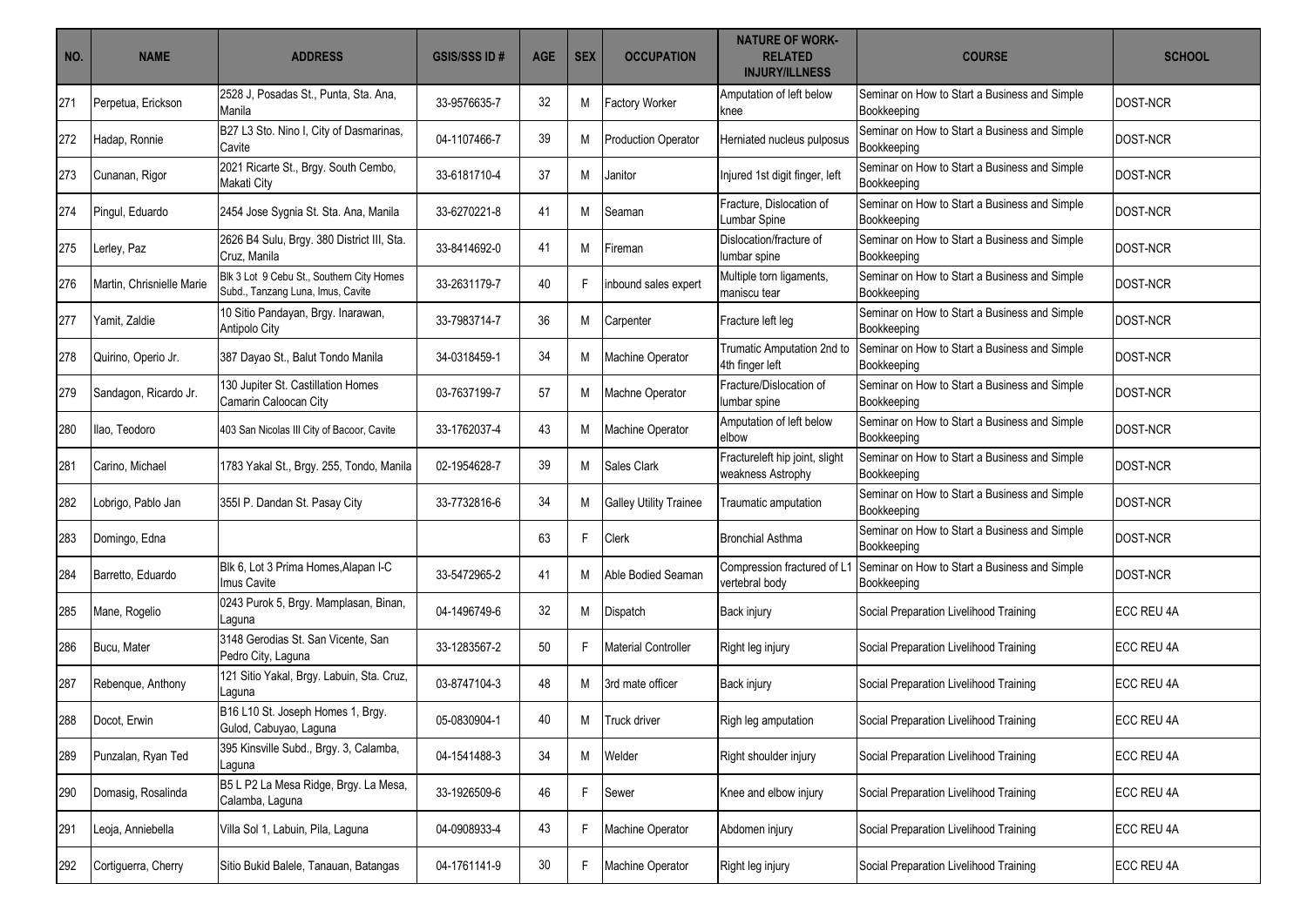| NO. | NAME | ADDRESS | GSIS/SSS ID # | AGE | SEX | OCCUPATION | NATURE OF WORK-RELATED INJURY/ILLNESS | COURSE | SCHOOL |
|---|---|---|---|---|---|---|---|---|---|
| 271 | Perpetua, Erickson | 2528 J, Posadas St., Punta, Sta. Ana, Manila | 33-9576635-7 | 32 | M | Factory Worker | Amputation of left below knee | Seminar on How to Start a Business and Simple Bookkeeping | DOST-NCR |
| 272 | Hadap, Ronnie | B27 L3 Sto. Nino I, City of Dasmarinas, Cavite | 04-1107466-7 | 39 | M | Production Operator | Herniated nucleus pulposus | Seminar on How to Start a Business and Simple Bookkeeping | DOST-NCR |
| 273 | Cunanan, Rigor | 2021 Ricarte St., Brgy. South Cembo, Makati City | 33-6181710-4 | 37 | M | Janitor | Injured 1st digit finger, left | Seminar on How to Start a Business and Simple Bookkeeping | DOST-NCR |
| 274 | Pingul, Eduardo | 2454 Jose Sygnia St. Sta. Ana, Manila | 33-6270221-8 | 41 | M | Seaman | Fracture, Dislocation of Lumbar Spine | Seminar on How to Start a Business and Simple Bookkeeping | DOST-NCR |
| 275 | Lerley, Paz | 2626 B4 Sulu, Brgy. 380 District III, Sta. Cruz, Manila | 33-8414692-0 | 41 | M | Fireman | Dislocation/fracture of lumbar spine | Seminar on How to Start a Business and Simple Bookkeeping | DOST-NCR |
| 276 | Martin, Chrisnielle Marie | Blk 3 Lot 9 Cebu St., Southern City Homes Subd., Tanzang Luna, Imus, Cavite | 33-2631179-7 | 40 | F | inbound sales expert | Multiple torn ligaments, maniscu tear | Seminar on How to Start a Business and Simple Bookkeeping | DOST-NCR |
| 277 | Yamit, Zaldie | 10 Sitio Pandayan, Brgy. Inarawan, Antipolo City | 33-7983714-7 | 36 | M | Carpenter | Fracture left leg | Seminar on How to Start a Business and Simple Bookkeeping | DOST-NCR |
| 278 | Quirino, Operio Jr. | 387 Dayao St., Balut Tondo Manila | 34-0318459-1 | 34 | M | Machine Operator | Trumatic Amputation 2nd to 4th finger left | Seminar on How to Start a Business and Simple Bookkeeping | DOST-NCR |
| 279 | Sandagon, Ricardo Jr. | 130 Jupiter St. Castillation Homes Camarin Caloocan City | 03-7637199-7 | 57 | M | Machne Operator | Fracture/Dislocation of lumbar spine | Seminar on How to Start a Business and Simple Bookkeeping | DOST-NCR |
| 280 | Ilao, Teodoro | 403 San Nicolas III City of Bacoor, Cavite | 33-1762037-4 | 43 | M | Machine Operator | Amputation of left below elbow | Seminar on How to Start a Business and Simple Bookkeeping | DOST-NCR |
| 281 | Carino, Michael | 1783 Yakal St., Brgy. 255, Tondo, Manila | 02-1954628-7 | 39 | M | Sales Clark | Fractureleft hip joint, slight weakness Astrophy | Seminar on How to Start a Business and Simple Bookkeeping | DOST-NCR |
| 282 | Lobrigo, Pablo Jan | 355I P. Dandan St. Pasay City | 33-7732816-6 | 34 | M | Galley Utility Trainee | Traumatic amputation | Seminar on How to Start a Business and Simple Bookkeeping | DOST-NCR |
| 283 | Domingo, Edna | | | 63 | F | Clerk | Bronchial Asthma | Seminar on How to Start a Business and Simple Bookkeeping | DOST-NCR |
| 284 | Barretto, Eduardo | Blk 6, Lot 3 Prima Homes,Alapan I-C Imus Cavite | 33-5472965-2 | 41 | M | Able Bodied Seaman | Compression fractured of L1 vertebral body | Seminar on How to Start a Business and Simple Bookkeeping | DOST-NCR |
| 285 | Mane, Rogelio | 0243 Purok 5, Brgy. Mamplasan, Binan, Laguna | 04-1496749-6 | 32 | M | Dispatch | Back injury | Social Preparation Livelihood Training | ECC REU 4A |
| 286 | Bucu, Mater | 3148 Gerodias St. San Vicente, San Pedro City, Laguna | 33-1283567-2 | 50 | F | Material Controller | Right leg injury | Social Preparation Livelihood Training | ECC REU 4A |
| 287 | Rebenque, Anthony | 121 Sitio Yakal, Brgy. Labuin, Sta. Cruz, Laguna | 03-8747104-3 | 48 | M | 3rd mate officer | Back injury | Social Preparation Livelihood Training | ECC REU 4A |
| 288 | Docot, Erwin | B16 L10 St. Joseph Homes 1, Brgy. Gulod, Cabuyao, Laguna | 05-0830904-1 | 40 | M | Truck driver | Righ leg amputation | Social Preparation Livelihood Training | ECC REU 4A |
| 289 | Punzalan, Ryan Ted | 395 Kinsville Subd., Brgy. 3, Calamba, Laguna | 04-1541488-3 | 34 | M | Welder | Right shoulder injury | Social Preparation Livelihood Training | ECC REU 4A |
| 290 | Domasig, Rosalinda | B5 L P2 La Mesa Ridge, Brgy. La Mesa, Calamba, Laguna | 33-1926509-6 | 46 | F | Sewer | Knee and elbow injury | Social Preparation Livelihood Training | ECC REU 4A |
| 291 | Leoja, Anniebella | Villa Sol 1, Labuin, Pila, Laguna | 04-0908933-4 | 43 | F | Machine Operator | Abdomen injury | Social Preparation Livelihood Training | ECC REU 4A |
| 292 | Cortiguerra, Cherry | Sitio Bukid Balele, Tanauan, Batangas | 04-1761141-9 | 30 | F | Machine Operator | Right leg injury | Social Preparation Livelihood Training | ECC REU 4A |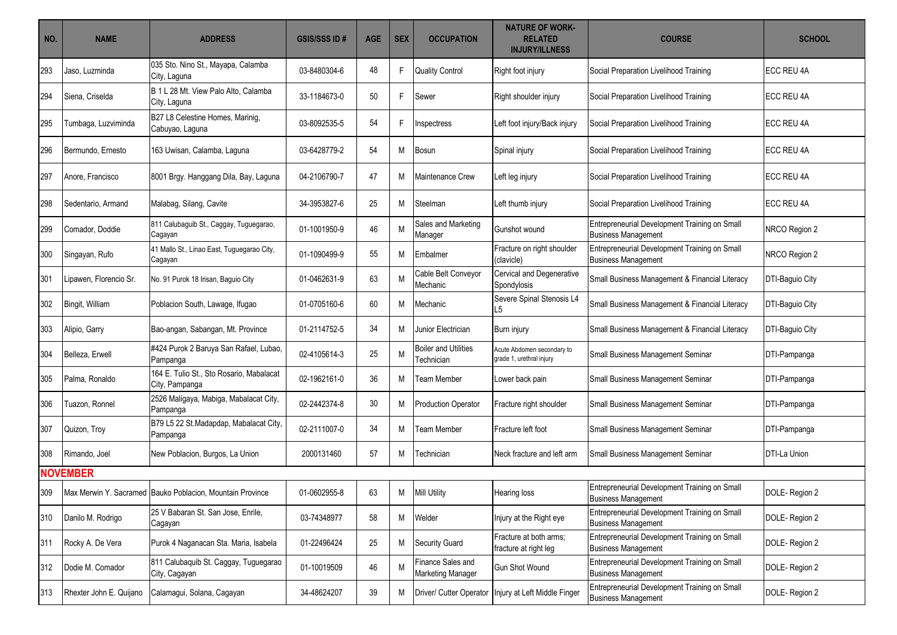| NO. | NAME | ADDRESS | GSIS/SSS ID # | AGE | SEX | OCCUPATION | NATURE OF WORK-RELATED INJURY/ILLNESS | COURSE | SCHOOL |
|---|---|---|---|---|---|---|---|---|---|
| 293 | Jaso, Luzminda | 035 Sto. Nino St., Mayapa, Calamba City, Laguna | 03-8480304-6 | 48 | F | Quality Control | Right foot injury | Social Preparation Livelihood Training | ECC REU 4A |
| 294 | Siena, Criselda | B 1 L 28 Mt. View Palo Alto, Calamba City, Laguna | 33-1184673-0 | 50 | F | Sewer | Right shoulder injury | Social Preparation Livelihood Training | ECC REU 4A |
| 295 | Tumbaga, Luzviminda | B27 L8 Celestine Homes, Marinig, Cabuyao, Laguna | 03-8092535-5 | 54 | F | Inspectress | Left foot injury/Back injury | Social Preparation Livelihood Training | ECC REU 4A |
| 296 | Bermundo, Ernesto | 163 Uwisan, Calamba, Laguna | 03-6428779-2 | 54 | M | Bosun | Spinal injury | Social Preparation Livelihood Training | ECC REU 4A |
| 297 | Anore, Francisco | 8001 Brgy. Hanggang Dila, Bay, Laguna | 04-2106790-7 | 47 | M | Maintenance Crew | Left leg injury | Social Preparation Livelihood Training | ECC REU 4A |
| 298 | Sedentario, Armand | Malabag, Silang, Cavite | 34-3953827-6 | 25 | M | Steelman | Left thumb injury | Social Preparation Livelihood Training | ECC REU 4A |
| 299 | Comador, Doddie | 811 Calubaguib St., Caggay, Tuguegarao, Cagayan | 01-1001950-9 | 46 | M | Sales and Marketing Manager | Gunshot wound | Entrepreneurial Development Training on Small Business Management | NRCO Region 2 |
| 300 | Singayan, Rufo | 41 Mallo St., Linao East, Tuguegarao City, Cagayan | 01-1090499-9 | 55 | M | Embalmer | Fracture on right shoulder (clavicle) | Entrepreneurial Development Training on Small Business Management | NRCO Region 2 |
| 301 | Lipawen, Florencio Sr. | No. 91 Purok 18 Irisan, Baguio City | 01-0462631-9 | 63 | M | Cable Belt Conveyor Mechanic | Cervical and Degenerative Spondylosis | Small Business Management & Financial Literacy | DTI-Baguio City |
| 302 | Bingit, William | Poblacion South, Lawage, Ifugao | 01-0705160-6 | 60 | M | Mechanic | Severe Spinal Stenosis L4 L5 | Small Business Management & Financial Literacy | DTI-Baguio City |
| 303 | Alipio, Garry | Bao-angan, Sabangan, Mt. Province | 01-2114752-5 | 34 | M | Junior Electrician | Burn injury | Small Business Management & Financial Literacy | DTI-Baguio City |
| 304 | Belleza, Erwell | #424 Purok 2 Baruya San Rafael, Lubao, Pampanga | 02-4105614-3 | 25 | M | Boiler and Utilities Technician | Acute Abdomen secondary to grade 1, urethral injury | Small Business Management Seminar | DTI-Pampanga |
| 305 | Palma, Ronaldo | 164 E. Tulio St., Sto Rosario, Mabalacat City, Pampanga | 02-1962161-0 | 36 | M | Team Member | Lower back pain | Small Business Management Seminar | DTI-Pampanga |
| 306 | Tuazon, Ronnel | 2526 Maligaya, Mabiga, Mabalacat City, Pampanga | 02-2442374-8 | 30 | M | Production Operator | Fracture right shoulder | Small Business Management Seminar | DTI-Pampanga |
| 307 | Quizon, Troy | B79 L5 22 St.Madapdap, Mabalacat City, Pampanga | 02-2111007-0 | 34 | M | Team Member | Fracture left foot | Small Business Management Seminar | DTI-Pampanga |
| 308 | Rimando, Joel | New Poblacion, Burgos, La Union | 2000131460 | 57 | M | Technician | Neck fracture and left arm | Small Business Management Seminar | DTI-La Union |
| **NOVEMBER** | | | | | | | | | |
| 309 | Max Merwin Y. Sacramed | Bauko Poblacion, Mountain Province | 01-0602955-8 | 63 | M | Mill Utility | Hearing loss | Entrepreneurial Development Training on Small Business Management | DOLE- Region 2 |
| 310 | Danilo M. Rodrigo | 25 V Babaran St. San Jose, Enrile, Cagayan | 03-74348977 | 58 | M | Welder | Injury at the Right eye | Entrepreneurial Development Training on Small Business Management | DOLE- Region 2 |
| 311 | Rocky A. De Vera | Purok 4 Naganacan Sta. Maria, Isabela | 01-22496424 | 25 | M | Security Guard | Fracture at both arms; fracture at right leg | Entrepreneurial Development Training on Small Business Management | DOLE- Region 2 |
| 312 | Dodie M. Comador | 811 Calubaquib St. Caggay, Tuguegarao City, Cagayan | 01-10019509 | 46 | M | Finance Sales and Marketing Manager | Gun Shot Wound | Entrepreneurial Development Training on Small Business Management | DOLE- Region 2 |
| 313 | Rhexter John E. Quijano | Calamagui, Solana, Cagayan | 34-48624207 | 39 | M | Driver/ Cutter Operator | Injury at Left Middle Finger | Entrepreneurial Development Training on Small Business Management | DOLE- Region 2 |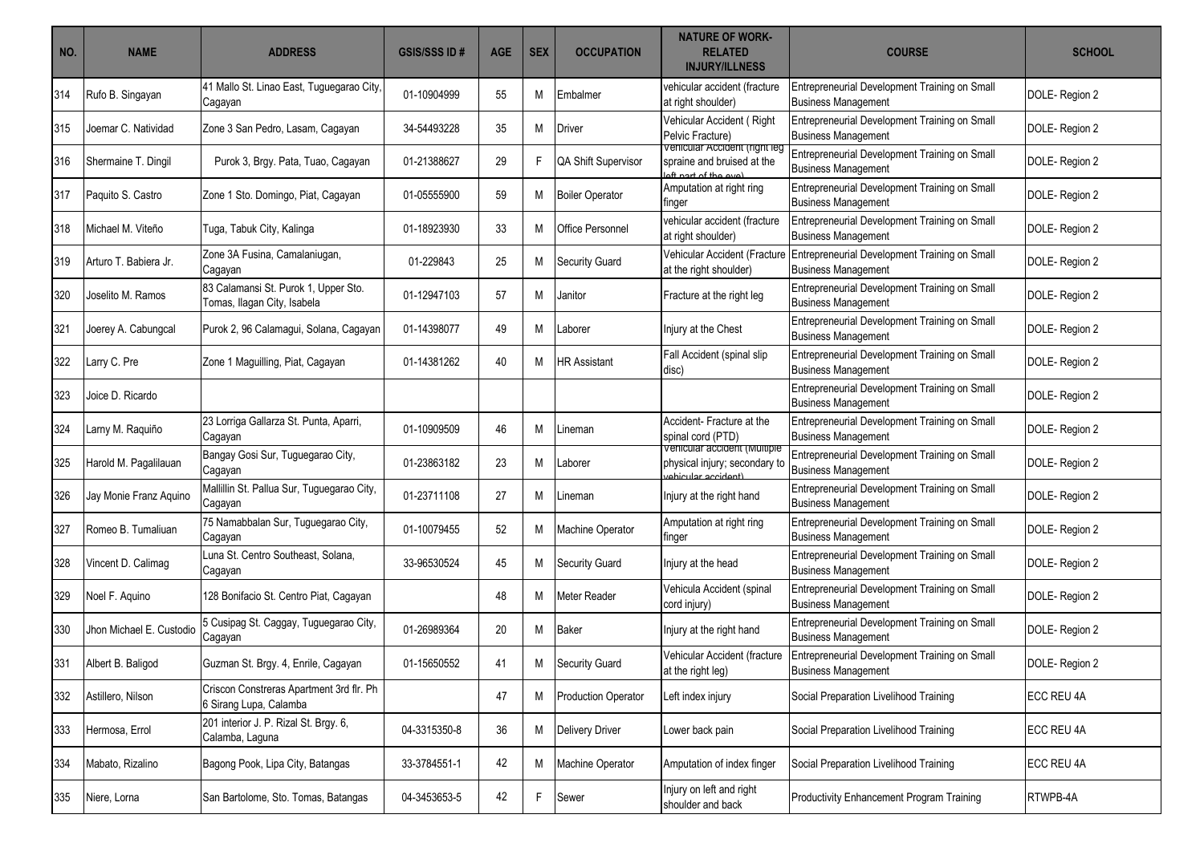| NO. | NAME | ADDRESS | GSIS/SSS ID # | AGE | SEX | OCCUPATION | NATURE OF WORK-RELATED INJURY/ILLNESS | COURSE | SCHOOL |
|---|---|---|---|---|---|---|---|---|---|
| 314 | Rufo B. Singayan | 41 Mallo St. Linao East, Tuguegarao City, Cagayan | 01-10904999 | 55 | M | Embalmer | vehicular accident (fracture at right shoulder) | Entrepreneurial Development Training on Small Business Management | DOLE- Region 2 |
| 315 | Joemar C. Natividad | Zone 3 San Pedro, Lasam, Cagayan | 34-54493228 | 35 | M | Driver | Vehicular Accident ( Right Pelvic Fracture) | Entrepreneurial Development Training on Small Business Management | DOLE- Region 2 |
| 316 | Shermaine T. Dingil | Purok 3, Brgy. Pata, Tuao, Cagayan | 01-21388627 | 29 | F | QA Shift Supervisor | Vehicular Accident (right leg spraine and bruised at the left part of the eye) | Entrepreneurial Development Training on Small Business Management | DOLE- Region 2 |
| 317 | Paquito S. Castro | Zone 1 Sto. Domingo, Piat, Cagayan | 01-05555900 | 59 | M | Boiler Operator | Amputation at right ring finger | Entrepreneurial Development Training on Small Business Management | DOLE- Region 2 |
| 318 | Michael M. Viteño | Tuga, Tabuk City, Kalinga | 01-18923930 | 33 | M | Office Personnel | vehicular accident (fracture at right shoulder) | Entrepreneurial Development Training on Small Business Management | DOLE- Region 2 |
| 319 | Arturo T. Babiera Jr. | Zone 3A Fusina, Camalaniugan, Cagayan | 01-229843 | 25 | M | Security Guard | Vehicular Accident (Fracture at the right shoulder) | Entrepreneurial Development Training on Small Business Management | DOLE- Region 2 |
| 320 | Joselito M. Ramos | 83 Calamansi St. Purok 1, Upper Sto. Tomas, Ilagan City, Isabela | 01-12947103 | 57 | M | Janitor | Fracture at the right leg | Entrepreneurial Development Training on Small Business Management | DOLE- Region 2 |
| 321 | Joerey A. Cabungcal | Purok 2, 96 Calamagui, Solana, Cagayan | 01-14398077 | 49 | M | Laborer | Injury at the Chest | Entrepreneurial Development Training on Small Business Management | DOLE- Region 2 |
| 322 | Larry C. Pre | Zone 1 Maguilling, Piat, Cagayan | 01-14381262 | 40 | M | HR Assistant | Fall Accident (spinal slip disc) | Entrepreneurial Development Training on Small Business Management | DOLE- Region 2 |
| 323 | Joice D. Ricardo | | | | | | | Entrepreneurial Development Training on Small Business Management | DOLE- Region 2 |
| 324 | Larny M. Raquiño | 23 Lorriga Gallarza St. Punta, Aparri, Cagayan | 01-10909509 | 46 | M | Lineman | Accident- Fracture at the spinal cord (PTD) | Entrepreneurial Development Training on Small Business Management | DOLE- Region 2 |
| 325 | Harold M. Pagalilauan | Bangay Gosi Sur, Tuguegarao City, Cagayan | 01-23863182 | 23 | M | Laborer | Vehicular accident (Multiple physical injury; secondary to vehicular accident) | Entrepreneurial Development Training on Small Business Management | DOLE- Region 2 |
| 326 | Jay Monie Franz Aquino | Mallillin St. Pallua Sur, Tuguegarao City, Cagayan | 01-23711108 | 27 | M | Lineman | Injury at the right hand | Entrepreneurial Development Training on Small Business Management | DOLE- Region 2 |
| 327 | Romeo B. Tumaliuan | 75 Namabbalan Sur, Tuguegarao City, Cagayan | 01-10079455 | 52 | M | Machine Operator | Amputation at right ring finger | Entrepreneurial Development Training on Small Business Management | DOLE- Region 2 |
| 328 | Vincent D. Calimag | Luna St. Centro Southeast, Solana, Cagayan | 33-96530524 | 45 | M | Security Guard | Injury at the head | Entrepreneurial Development Training on Small Business Management | DOLE- Region 2 |
| 329 | Noel F. Aquino | 128 Bonifacio St. Centro Piat, Cagayan | | 48 | M | Meter Reader | Vehicula Accident (spinal cord injury) | Entrepreneurial Development Training on Small Business Management | DOLE- Region 2 |
| 330 | Jhon Michael E. Custodio | 5 Cusipag St. Caggay, Tuguegarao City, Cagayan | 01-26989364 | 20 | M | Baker | Injury at the right hand | Entrepreneurial Development Training on Small Business Management | DOLE- Region 2 |
| 331 | Albert B. Baligod | Guzman St. Brgy. 4, Enrile, Cagayan | 01-15650552 | 41 | M | Security Guard | Vehicular Accident (fracture at the right leg) | Entrepreneurial Development Training on Small Business Management | DOLE- Region 2 |
| 332 | Astillero, Nilson | Criscon Constreras Apartment 3rd flr. Ph 6 Sirang Lupa, Calamba | | 47 | M | Production Operator | Left index injury | Social Preparation Livelihood Training | ECC REU 4A |
| 333 | Hermosa, Errol | 201 interior J. P. Rizal St. Brgy. 6, Calamba, Laguna | 04-3315350-8 | 36 | M | Delivery Driver | Lower back pain | Social Preparation Livelihood Training | ECC REU 4A |
| 334 | Mabato, Rizalino | Bagong Pook, Lipa City, Batangas | 33-3784551-1 | 42 | M | Machine Operator | Amputation of index finger | Social Preparation Livelihood Training | ECC REU 4A |
| 335 | Niere, Lorna | San Bartolome, Sto. Tomas, Batangas | 04-3453653-5 | 42 | F | Sewer | Injury on left and right shoulder and back | Productivity Enhancement Program Training | RTWPB-4A |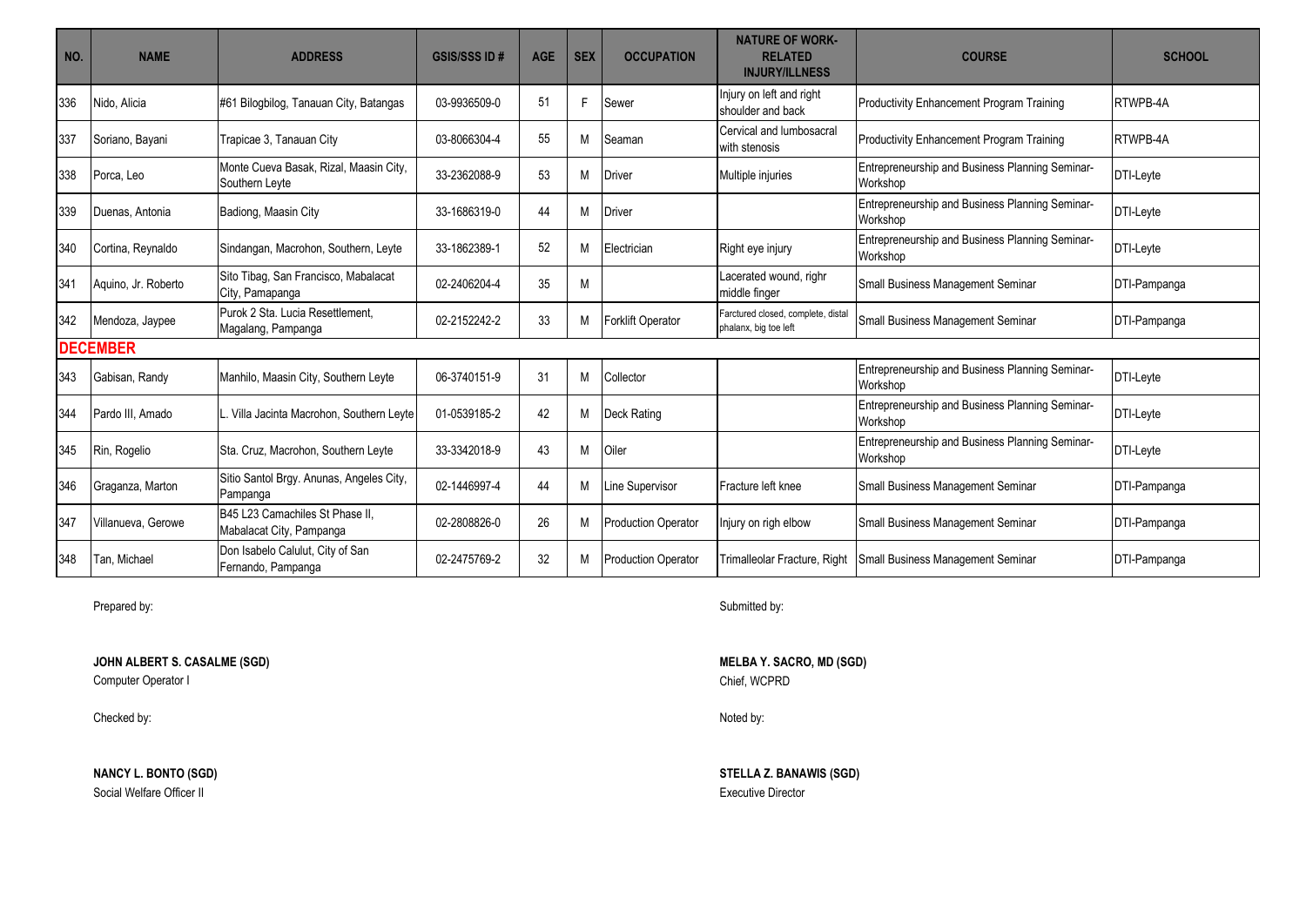| NO. | NAME | ADDRESS | GSIS/SSS ID # | AGE | SEX | OCCUPATION | NATURE OF WORK-RELATED INJURY/ILLNESS | COURSE | SCHOOL |
|---|---|---|---|---|---|---|---|---|---|
| 336 | Nido, Alicia | #61 Bilogbilog, Tanauan City, Batangas | 03-9936509-0 | 51 | F | Sewer | Injury on left and right shoulder and back | Productivity Enhancement Program Training | RTWPB-4A |
| 337 | Soriano, Bayani | Trapicae 3, Tanauan City | 03-8066304-4 | 55 | M | Seaman | Cervical and lumbosacral with stenosis | Productivity Enhancement Program Training | RTWPB-4A |
| 338 | Porca, Leo | Monte Cueva Basak, Rizal, Maasin City, Southern Leyte | 33-2362088-9 | 53 | M | Driver | Multiple injuries | Entrepreneurship and Business Planning Seminar-Workshop | DTI-Leyte |
| 339 | Duenas, Antonia | Badiong, Maasin City | 33-1686319-0 | 44 | M | Driver | | Entrepreneurship and Business Planning Seminar-Workshop | DTI-Leyte |
| 340 | Cortina, Reynaldo | Sindangan, Macrohon, Southern, Leyte | 33-1862389-1 | 52 | M | Electrician | Right eye injury | Entrepreneurship and Business Planning Seminar-Workshop | DTI-Leyte |
| 341 | Aquino, Jr. Roberto | Sito Tibag, San Francisco, Mabalacat City, Pamapanga | 02-2406204-4 | 35 | M | | Lacerated wound, righr middle finger | Small Business Management Seminar | DTI-Pampanga |
| 342 | Mendoza, Jaypee | Purok 2 Sta. Lucia Resettlement, Magalang, Pampanga | 02-2152242-2 | 33 | M | Forklift Operator | Farctured closed, complete, distal phalanx, big toe left | Small Business Management Seminar | DTI-Pampanga |
| **DECEMBER** | | | | | | | | | |
| 343 | Gabisan, Randy | Manhilo, Maasin City, Southern Leyte | 06-3740151-9 | 31 | M | Collector | | Entrepreneurship and Business Planning Seminar-Workshop | DTI-Leyte |
| 344 | Pardo III, Amado | L. Villa Jacinta Macrohon, Southern Leyte | 01-0539185-2 | 42 | M | Deck Rating | | Entrepreneurship and Business Planning Seminar-Workshop | DTI-Leyte |
| 345 | Rin, Rogelio | Sta. Cruz, Macrohon, Southern Leyte | 33-3342018-9 | 43 | M | Oiler | | Entrepreneurship and Business Planning Seminar-Workshop | DTI-Leyte |
| 346 | Graganza, Marton | Sitio Santol Brgy. Anunas, Angeles City, Pampanga | 02-1446997-4 | 44 | M | Line Supervisor | Fracture left knee | Small Business Management Seminar | DTI-Pampanga |
| 347 | Villanueva, Gerowe | B45 L23 Camachiles St Phase II, Mabalacat City, Pampanga | 02-2808826-0 | 26 | M | Production Operator | Injury on righ elbow | Small Business Management Seminar | DTI-Pampanga |
| 348 | Tan, Michael | Don Isabelo Calulut, City of San Fernando, Pampanga | 02-2475769-2 | 32 | M | Production Operator | Trimalleolar Fracture, Right | Small Business Management Seminar | DTI-Pampanga |

Prepared by:

**JOHN ALBERT S. CASALME (SGD)**
Computer Operator I

Submitted by:

**MELBA Y. SACRO, MD (SGD)**
Chief, WCPRD

Checked by:

**NANCY L. BONTO (SGD)**
Social Welfare Officer II

Noted by:

**STELLA Z. BANAWIS (SGD)**
Executive Director